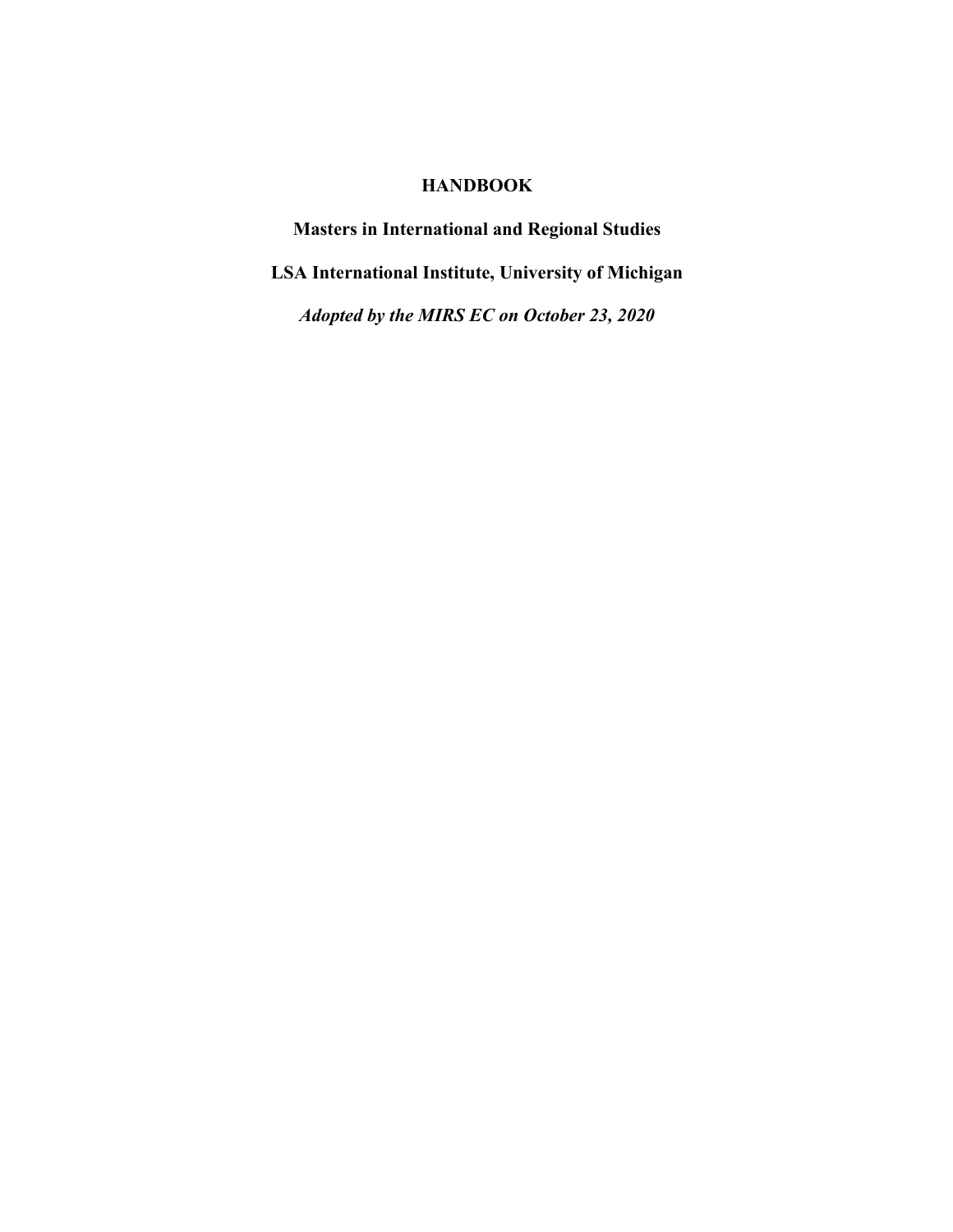# HANDBOOK

## Masters in International and Regional Studies

## LSA International Institute, University of Michigan

***Adopted by the MIRS EC on October 23, 2020***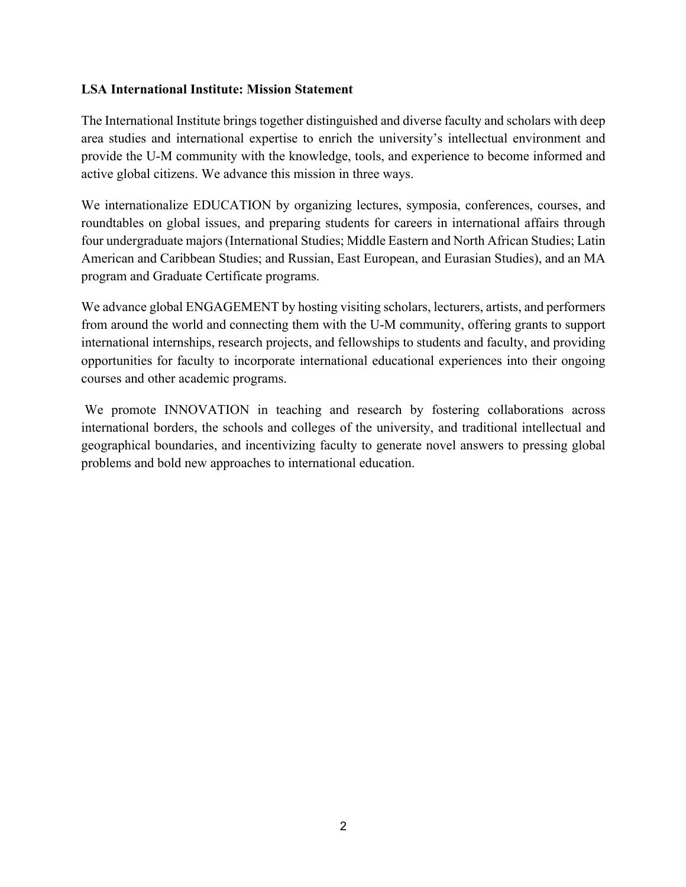**LSA International Institute: Mission Statement**

The International Institute brings together distinguished and diverse faculty and scholars with deep area studies and international expertise to enrich the university's intellectual environment and provide the U-M community with the knowledge, tools, and experience to become informed and active global citizens. We advance this mission in three ways.

We internationalize EDUCATION by organizing lectures, symposia, conferences, courses, and roundtables on global issues, and preparing students for careers in international affairs through four undergraduate majors (International Studies; Middle Eastern and North African Studies; Latin American and Caribbean Studies; and Russian, East European, and Eurasian Studies), and an MA program and Graduate Certificate programs.

We advance global ENGAGEMENT by hosting visiting scholars, lecturers, artists, and performers from around the world and connecting them with the U-M community, offering grants to support international internships, research projects, and fellowships to students and faculty, and providing opportunities for faculty to incorporate international educational experiences into their ongoing courses and other academic programs.

We promote INNOVATION in teaching and research by fostering collaborations across international borders, the schools and colleges of the university, and traditional intellectual and geographical boundaries, and incentivizing faculty to generate novel answers to pressing global problems and bold new approaches to international education.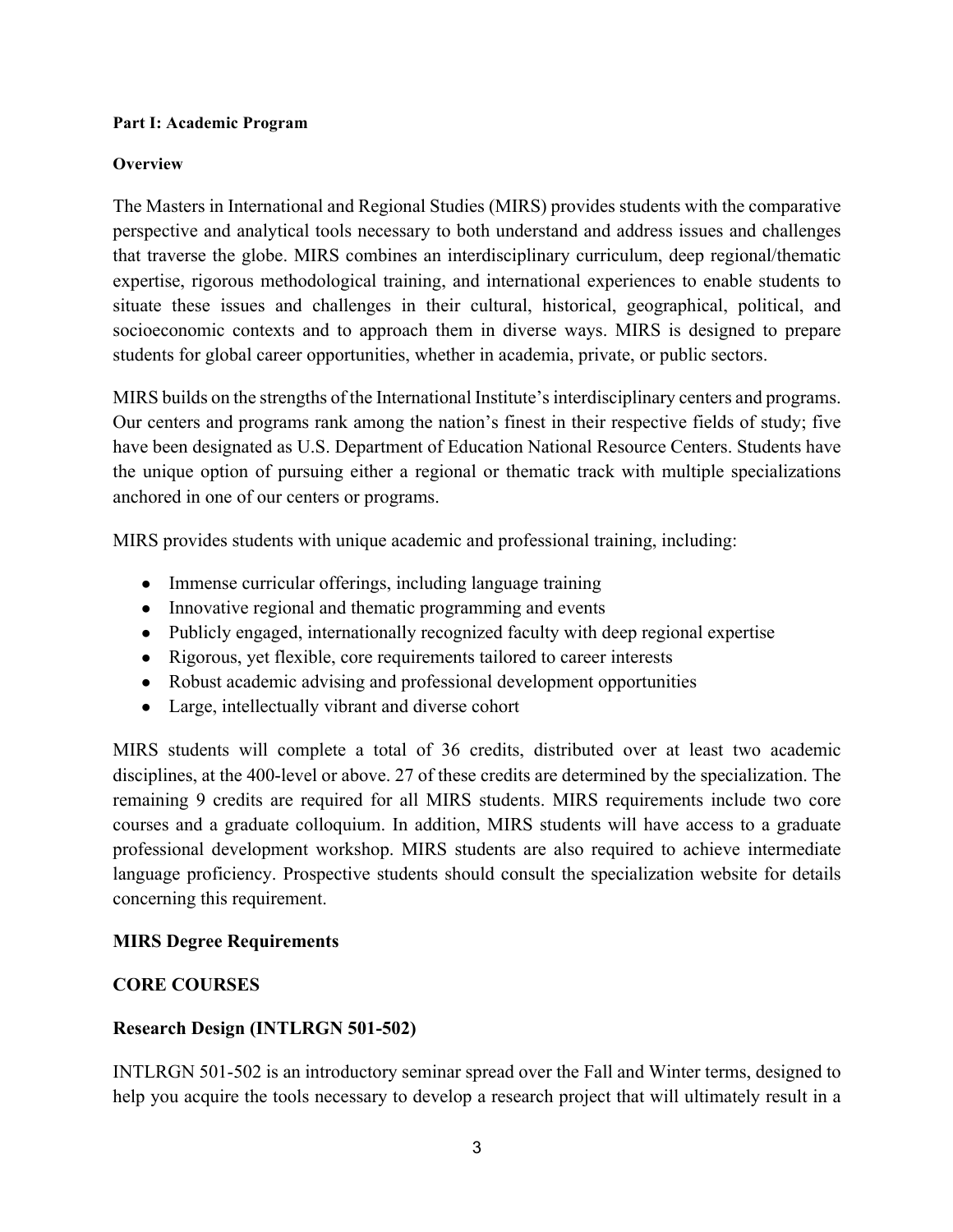**Part I: Academic Program**

**Overview**

The Masters in International and Regional Studies (MIRS) provides students with the comparative perspective and analytical tools necessary to both understand and address issues and challenges that traverse the globe. MIRS combines an interdisciplinary curriculum, deep regional/thematic expertise, rigorous methodological training, and international experiences to enable students to situate these issues and challenges in their cultural, historical, geographical, political, and socioeconomic contexts and to approach them in diverse ways. MIRS is designed to prepare students for global career opportunities, whether in academia, private, or public sectors.

MIRS builds on the strengths of the International Institute's interdisciplinary centers and programs. Our centers and programs rank among the nation's finest in their respective fields of study; five have been designated as U.S. Department of Education National Resource Centers. Students have the unique option of pursuing either a regional or thematic track with multiple specializations anchored in one of our centers or programs.

MIRS provides students with unique academic and professional training, including:

- Immense curricular offerings, including language training
- Innovative regional and thematic programming and events
- Publicly engaged, internationally recognized faculty with deep regional expertise
- Rigorous, yet flexible, core requirements tailored to career interests
- Robust academic advising and professional development opportunities
- Large, intellectually vibrant and diverse cohort

MIRS students will complete a total of 36 credits, distributed over at least two academic disciplines, at the 400-level or above. 27 of these credits are determined by the specialization. The remaining 9 credits are required for all MIRS students. MIRS requirements include two core courses and a graduate colloquium. In addition, MIRS students will have access to a graduate professional development workshop. MIRS students are also required to achieve intermediate language proficiency. Prospective students should consult the specialization website for details concerning this requirement.

## MIRS Degree Requirements

### CORE COURSES

### Research Design (INTLRGN 501-502)

INTLRGN 501-502 is an introductory seminar spread over the Fall and Winter terms, designed to help you acquire the tools necessary to develop a research project that will ultimately result in a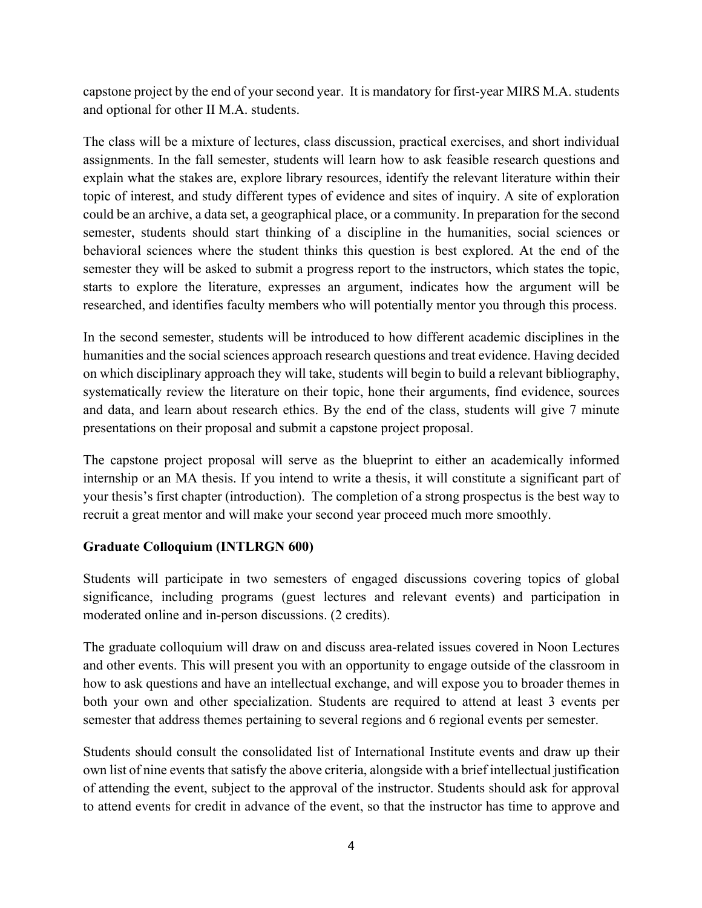capstone project by the end of your second year. It is mandatory for first-year MIRS M.A. students and optional for other II M.A. students.

The class will be a mixture of lectures, class discussion, practical exercises, and short individual assignments. In the fall semester, students will learn how to ask feasible research questions and explain what the stakes are, explore library resources, identify the relevant literature within their topic of interest, and study different types of evidence and sites of inquiry. A site of exploration could be an archive, a data set, a geographical place, or a community. In preparation for the second semester, students should start thinking of a discipline in the humanities, social sciences or behavioral sciences where the student thinks this question is best explored. At the end of the semester they will be asked to submit a progress report to the instructors, which states the topic, starts to explore the literature, expresses an argument, indicates how the argument will be researched, and identifies faculty members who will potentially mentor you through this process.

In the second semester, students will be introduced to how different academic disciplines in the humanities and the social sciences approach research questions and treat evidence. Having decided on which disciplinary approach they will take, students will begin to build a relevant bibliography, systematically review the literature on their topic, hone their arguments, find evidence, sources and data, and learn about research ethics. By the end of the class, students will give 7 minute presentations on their proposal and submit a capstone project proposal.

The capstone project proposal will serve as the blueprint to either an academically informed internship or an MA thesis. If you intend to write a thesis, it will constitute a significant part of your thesis's first chapter (introduction). The completion of a strong prospectus is the best way to recruit a great mentor and will make your second year proceed much more smoothly.

**Graduate Colloquium (INTLRGN 600)**

Students will participate in two semesters of engaged discussions covering topics of global significance, including programs (guest lectures and relevant events) and participation in moderated online and in-person discussions. (2 credits).

The graduate colloquium will draw on and discuss area-related issues covered in Noon Lectures and other events. This will present you with an opportunity to engage outside of the classroom in how to ask questions and have an intellectual exchange, and will expose you to broader themes in both your own and other specialization. Students are required to attend at least 3 events per semester that address themes pertaining to several regions and 6 regional events per semester.

Students should consult the consolidated list of International Institute events and draw up their own list of nine events that satisfy the above criteria, alongside with a brief intellectual justification of attending the event, subject to the approval of the instructor. Students should ask for approval to attend events for credit in advance of the event, so that the instructor has time to approve and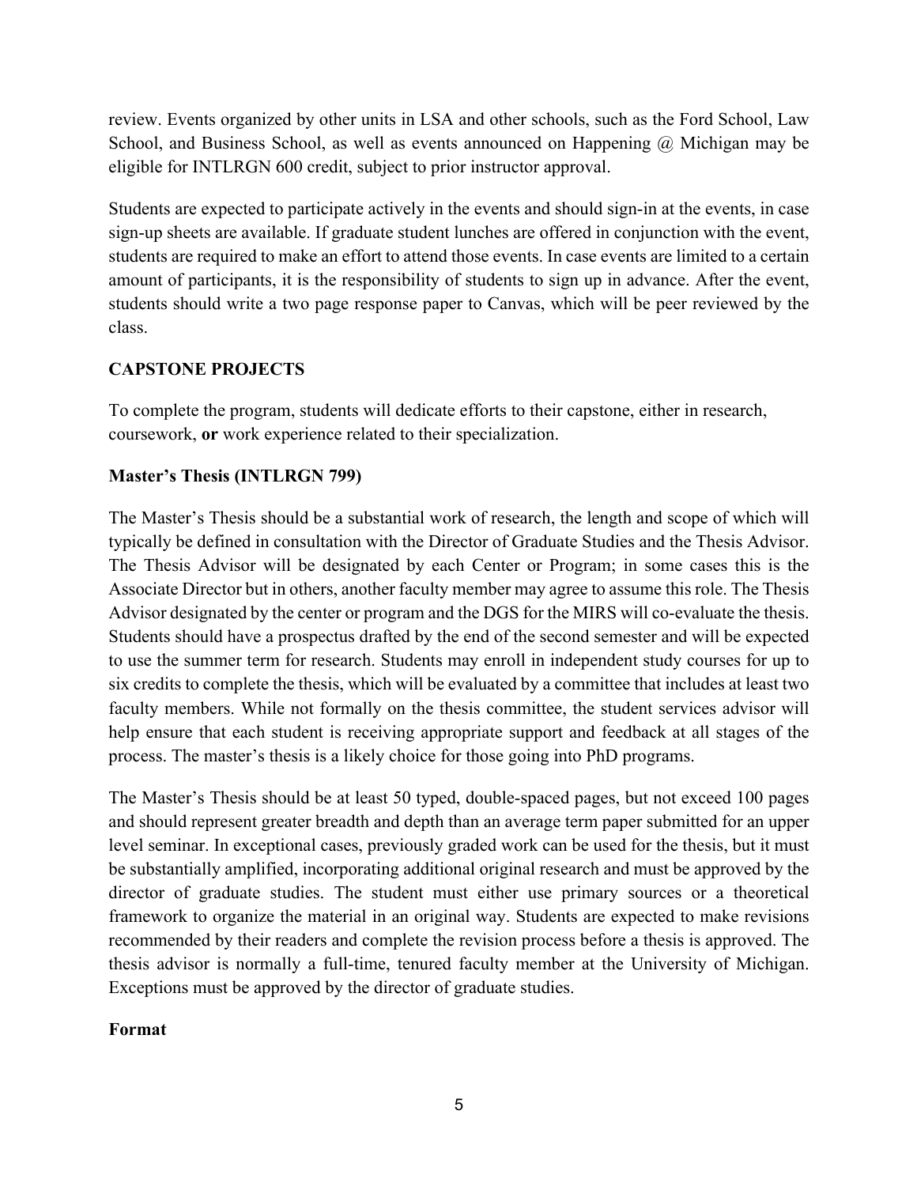review. Events organized by other units in LSA and other schools, such as the Ford School, Law School, and Business School, as well as events announced on Happening @ Michigan may be eligible for INTLRGN 600 credit, subject to prior instructor approval.

Students are expected to participate actively in the events and should sign-in at the events, in case sign-up sheets are available. If graduate student lunches are offered in conjunction with the event, students are required to make an effort to attend those events. In case events are limited to a certain amount of participants, it is the responsibility of students to sign up in advance. After the event, students should write a two page response paper to Canvas, which will be peer reviewed by the class.

**CAPSTONE PROJECTS**

To complete the program, students will dedicate efforts to their capstone, either in research, coursework, **or** work experience related to their specialization.

**Master's Thesis (INTLRGN 799)**

The Master's Thesis should be a substantial work of research, the length and scope of which will typically be defined in consultation with the Director of Graduate Studies and the Thesis Advisor. The Thesis Advisor will be designated by each Center or Program; in some cases this is the Associate Director but in others, another faculty member may agree to assume this role. The Thesis Advisor designated by the center or program and the DGS for the MIRS will co-evaluate the thesis. Students should have a prospectus drafted by the end of the second semester and will be expected to use the summer term for research. Students may enroll in independent study courses for up to six credits to complete the thesis, which will be evaluated by a committee that includes at least two faculty members. While not formally on the thesis committee, the student services advisor will help ensure that each student is receiving appropriate support and feedback at all stages of the process. The master's thesis is a likely choice for those going into PhD programs.

The Master's Thesis should be at least 50 typed, double-spaced pages, but not exceed 100 pages and should represent greater breadth and depth than an average term paper submitted for an upper level seminar. In exceptional cases, previously graded work can be used for the thesis, but it must be substantially amplified, incorporating additional original research and must be approved by the director of graduate studies. The student must either use primary sources or a theoretical framework to organize the material in an original way. Students are expected to make revisions recommended by their readers and complete the revision process before a thesis is approved. The thesis advisor is normally a full-time, tenured faculty member at the University of Michigan. Exceptions must be approved by the director of graduate studies.

**Format**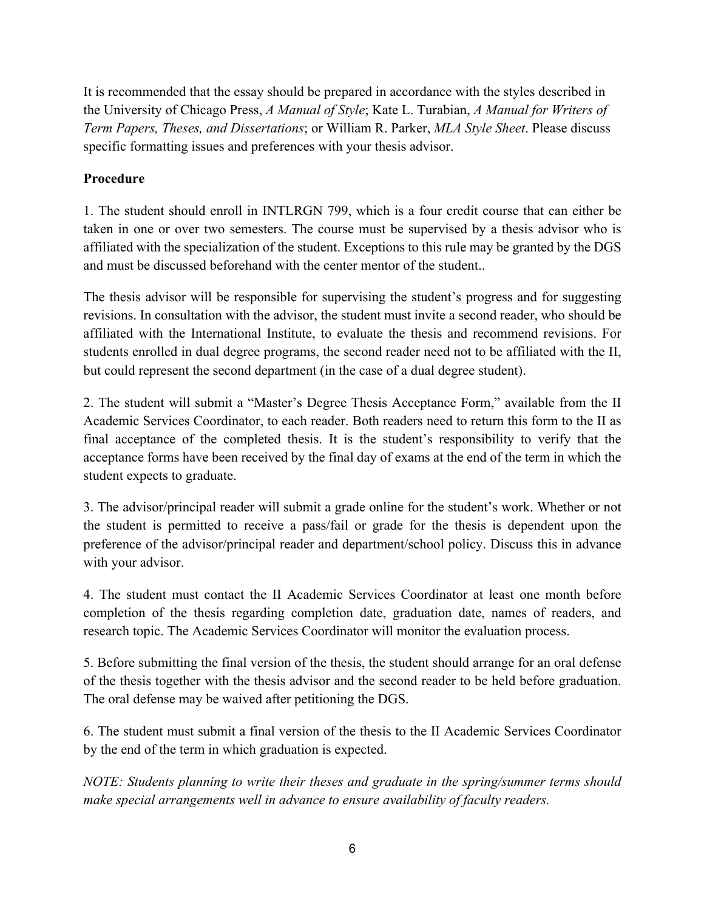It is recommended that the essay should be prepared in accordance with the styles described in the University of Chicago Press, *A Manual of Style*; Kate L. Turabian, *A Manual for Writers of Term Papers, Theses, and Dissertations*; or William R. Parker, *MLA Style Sheet*. Please discuss specific formatting issues and preferences with your thesis advisor.

**Procedure**

1. The student should enroll in INTLRGN 799, which is a four credit course that can either be taken in one or over two semesters. The course must be supervised by a thesis advisor who is affiliated with the specialization of the student. Exceptions to this rule may be granted by the DGS and must be discussed beforehand with the center mentor of the student..

The thesis advisor will be responsible for supervising the student's progress and for suggesting revisions. In consultation with the advisor, the student must invite a second reader, who should be affiliated with the International Institute, to evaluate the thesis and recommend revisions. For students enrolled in dual degree programs, the second reader need not to be affiliated with the II, but could represent the second department (in the case of a dual degree student).

2. The student will submit a "Master's Degree Thesis Acceptance Form," available from the II Academic Services Coordinator, to each reader. Both readers need to return this form to the II as final acceptance of the completed thesis. It is the student's responsibility to verify that the acceptance forms have been received by the final day of exams at the end of the term in which the student expects to graduate.

3. The advisor/principal reader will submit a grade online for the student's work. Whether or not the student is permitted to receive a pass/fail or grade for the thesis is dependent upon the preference of the advisor/principal reader and department/school policy. Discuss this in advance with your advisor.

4. The student must contact the II Academic Services Coordinator at least one month before completion of the thesis regarding completion date, graduation date, names of readers, and research topic. The Academic Services Coordinator will monitor the evaluation process.

5. Before submitting the final version of the thesis, the student should arrange for an oral defense of the thesis together with the thesis advisor and the second reader to be held before graduation. The oral defense may be waived after petitioning the DGS.

6. The student must submit a final version of the thesis to the II Academic Services Coordinator by the end of the term in which graduation is expected.

*NOTE: Students planning to write their theses and graduate in the spring/summer terms should make special arrangements well in advance to ensure availability of faculty readers.*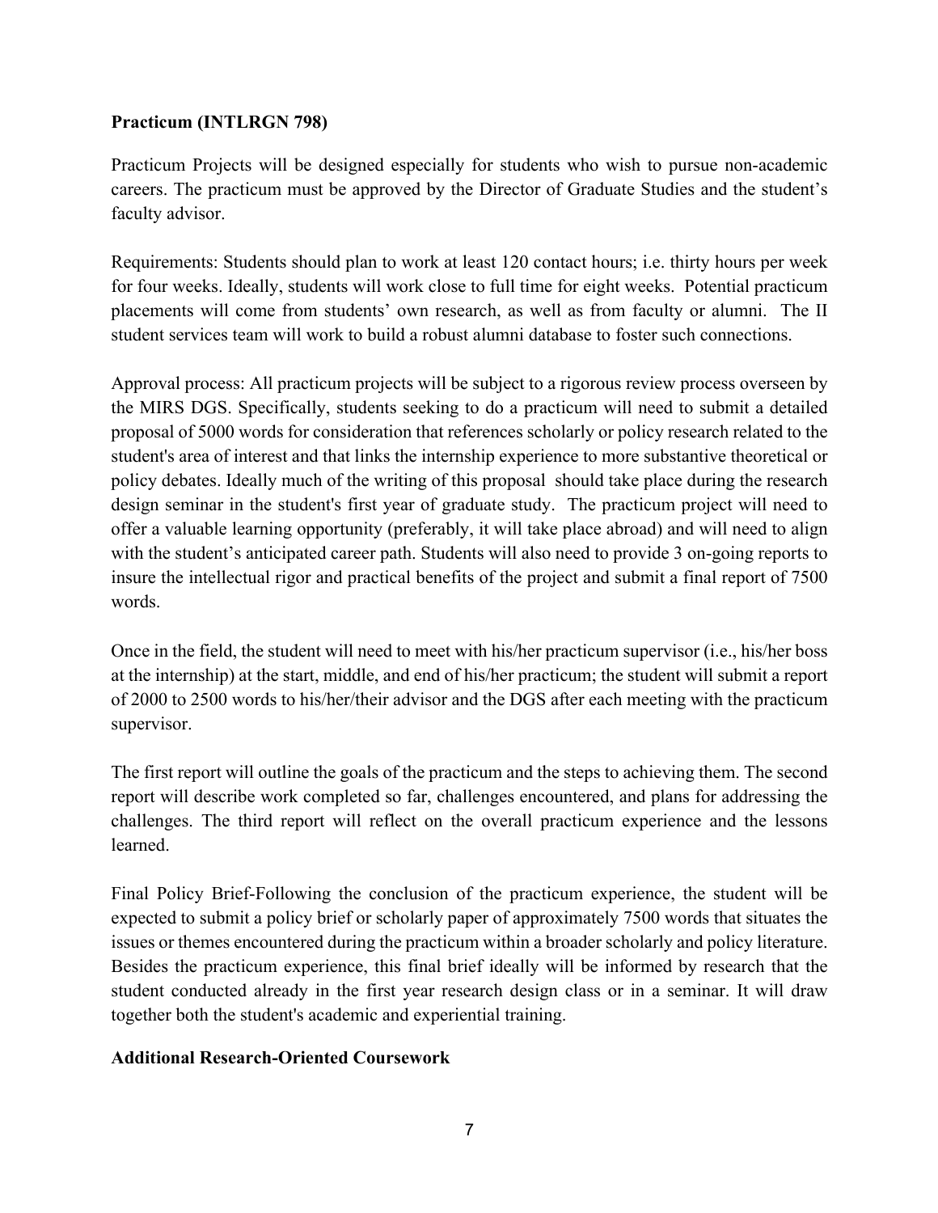**Practicum (INTLRGN 798)**

Practicum Projects will be designed especially for students who wish to pursue non-academic careers. The practicum must be approved by the Director of Graduate Studies and the student's faculty advisor.

Requirements: Students should plan to work at least 120 contact hours; i.e. thirty hours per week for four weeks. Ideally, students will work close to full time for eight weeks. Potential practicum placements will come from students' own research, as well as from faculty or alumni. The II student services team will work to build a robust alumni database to foster such connections.

Approval process: All practicum projects will be subject to a rigorous review process overseen by the MIRS DGS. Specifically, students seeking to do a practicum will need to submit a detailed proposal of 5000 words for consideration that references scholarly or policy research related to the student's area of interest and that links the internship experience to more substantive theoretical or policy debates. Ideally much of the writing of this proposal should take place during the research design seminar in the student's first year of graduate study. The practicum project will need to offer a valuable learning opportunity (preferably, it will take place abroad) and will need to align with the student's anticipated career path. Students will also need to provide 3 on-going reports to insure the intellectual rigor and practical benefits of the project and submit a final report of 7500 words.

Once in the field, the student will need to meet with his/her practicum supervisor (i.e., his/her boss at the internship) at the start, middle, and end of his/her practicum; the student will submit a report of 2000 to 2500 words to his/her/their advisor and the DGS after each meeting with the practicum supervisor.

The first report will outline the goals of the practicum and the steps to achieving them. The second report will describe work completed so far, challenges encountered, and plans for addressing the challenges. The third report will reflect on the overall practicum experience and the lessons learned.

Final Policy Brief-Following the conclusion of the practicum experience, the student will be expected to submit a policy brief or scholarly paper of approximately 7500 words that situates the issues or themes encountered during the practicum within a broader scholarly and policy literature. Besides the practicum experience, this final brief ideally will be informed by research that the student conducted already in the first year research design class or in a seminar. It will draw together both the student's academic and experiential training.

**Additional Research-Oriented Coursework**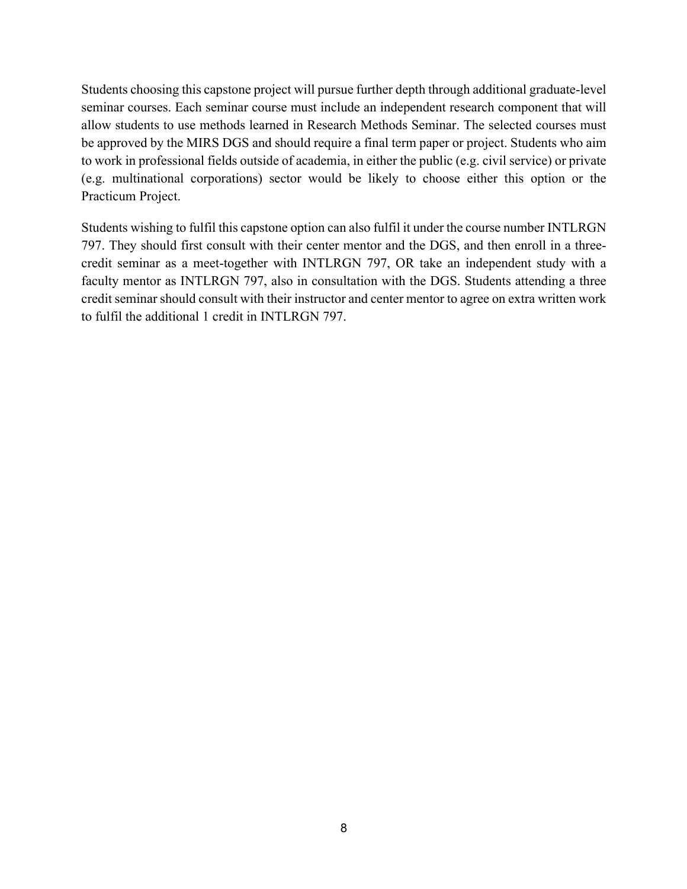Students choosing this capstone project will pursue further depth through additional graduate-level seminar courses. Each seminar course must include an independent research component that will allow students to use methods learned in Research Methods Seminar. The selected courses must be approved by the MIRS DGS and should require a final term paper or project. Students who aim to work in professional fields outside of academia, in either the public (e.g. civil service) or private (e.g. multinational corporations) sector would be likely to choose either this option or the Practicum Project.

Students wishing to fulfil this capstone option can also fulfil it under the course number INTLRGN 797. They should first consult with their center mentor and the DGS, and then enroll in a three-credit seminar as a meet-together with INTLRGN 797, OR take an independent study with a faculty mentor as INTLRGN 797, also in consultation with the DGS. Students attending a three credit seminar should consult with their instructor and center mentor to agree on extra written work to fulfil the additional 1 credit in INTLRGN 797.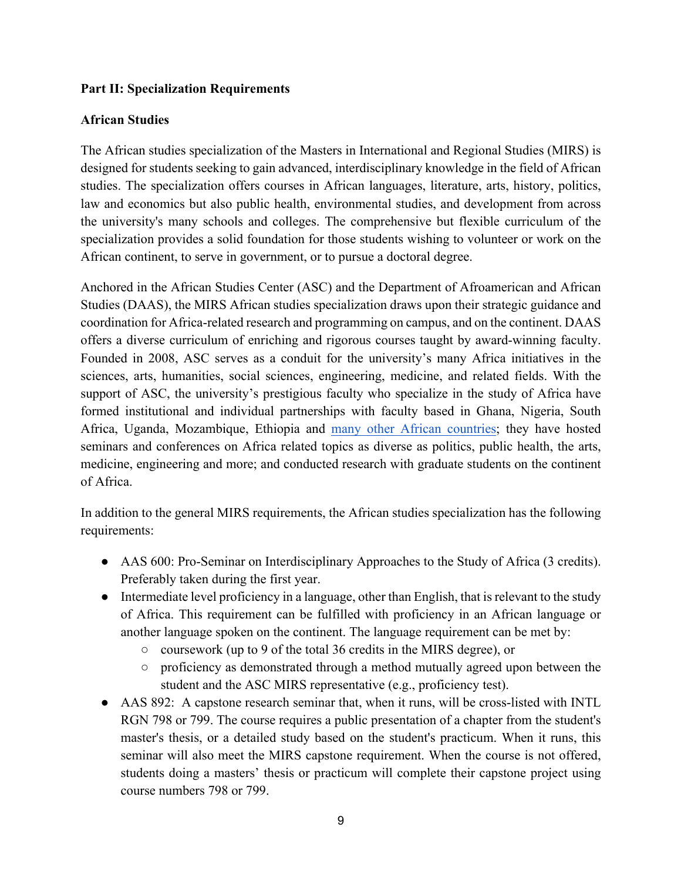**Part II: Specialization Requirements**

**African Studies**

The African studies specialization of the Masters in International and Regional Studies (MIRS) is designed for students seeking to gain advanced, interdisciplinary knowledge in the field of African studies. The specialization offers courses in African languages, literature, arts, history, politics, law and economics but also public health, environmental studies, and development from across the university's many schools and colleges. The comprehensive but flexible curriculum of the specialization provides a solid foundation for those students wishing to volunteer or work on the African continent, to serve in government, or to pursue a doctoral degree.

Anchored in the African Studies Center (ASC) and the Department of Afroamerican and African Studies (DAAS), the MIRS African studies specialization draws upon their strategic guidance and coordination for Africa-related research and programming on campus, and on the continent. DAAS offers a diverse curriculum of enriching and rigorous courses taught by award-winning faculty. Founded in 2008, ASC serves as a conduit for the university's many Africa initiatives in the sciences, arts, humanities, social sciences, engineering, medicine, and related fields. With the support of ASC, the university's prestigious faculty who specialize in the study of Africa have formed institutional and individual partnerships with faculty based in Ghana, Nigeria, South Africa, Uganda, Mozambique, Ethiopia and many other African countries; they have hosted seminars and conferences on Africa related topics as diverse as politics, public health, the arts, medicine, engineering and more; and conducted research with graduate students on the continent of Africa.

In addition to the general MIRS requirements, the African studies specialization has the following requirements:

- AAS 600: Pro-Seminar on Interdisciplinary Approaches to the Study of Africa (3 credits). Preferably taken during the first year.
- Intermediate level proficiency in a language, other than English, that is relevant to the study of Africa. This requirement can be fulfilled with proficiency in an African language or another language spoken on the continent. The language requirement can be met by:
  - coursework (up to 9 of the total 36 credits in the MIRS degree), or
  - proficiency as demonstrated through a method mutually agreed upon between the student and the ASC MIRS representative (e.g., proficiency test).
- AAS 892: A capstone research seminar that, when it runs, will be cross-listed with INTL RGN 798 or 799. The course requires a public presentation of a chapter from the student's master's thesis, or a detailed study based on the student's practicum. When it runs, this seminar will also meet the MIRS capstone requirement. When the course is not offered, students doing a masters' thesis or practicum will complete their capstone project using course numbers 798 or 799.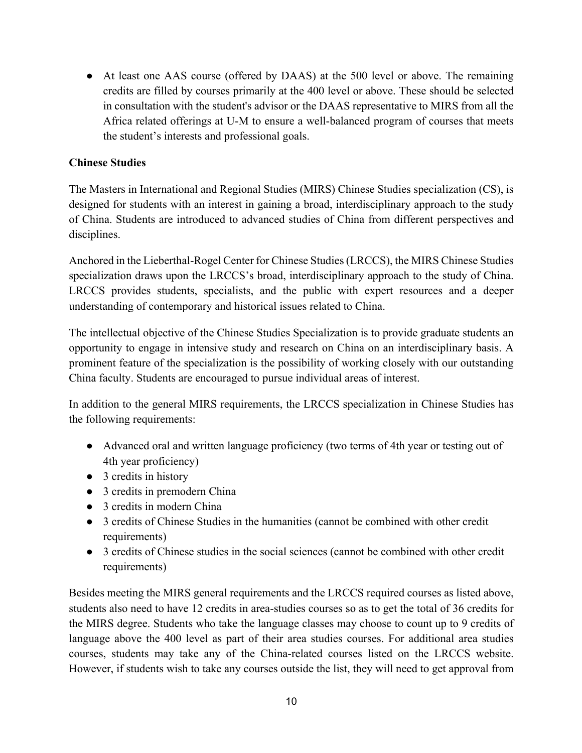- At least one AAS course (offered by DAAS) at the 500 level or above. The remaining credits are filled by courses primarily at the 400 level or above. These should be selected in consultation with the student's advisor or the DAAS representative to MIRS from all the Africa related offerings at U-M to ensure a well-balanced program of courses that meets the student's interests and professional goals.

**Chinese Studies**

The Masters in International and Regional Studies (MIRS) Chinese Studies specialization (CS), is designed for students with an interest in gaining a broad, interdisciplinary approach to the study of China. Students are introduced to advanced studies of China from different perspectives and disciplines.

Anchored in the Lieberthal-Rogel Center for Chinese Studies (LRCCS), the MIRS Chinese Studies specialization draws upon the LRCCS's broad, interdisciplinary approach to the study of China. LRCCS provides students, specialists, and the public with expert resources and a deeper understanding of contemporary and historical issues related to China.

The intellectual objective of the Chinese Studies Specialization is to provide graduate students an opportunity to engage in intensive study and research on China on an interdisciplinary basis. A prominent feature of the specialization is the possibility of working closely with our outstanding China faculty. Students are encouraged to pursue individual areas of interest.

In addition to the general MIRS requirements, the LRCCS specialization in Chinese Studies has the following requirements:

- Advanced oral and written language proficiency (two terms of 4th year or testing out of 4th year proficiency)
- 3 credits in history
- 3 credits in premodern China
- 3 credits in modern China
- 3 credits of Chinese Studies in the humanities (cannot be combined with other credit requirements)
- 3 credits of Chinese studies in the social sciences (cannot be combined with other credit requirements)

Besides meeting the MIRS general requirements and the LRCCS required courses as listed above, students also need to have 12 credits in area-studies courses so as to get the total of 36 credits for the MIRS degree. Students who take the language classes may choose to count up to 9 credits of language above the 400 level as part of their area studies courses. For additional area studies courses, students may take any of the China-related courses listed on the LRCCS website. However, if students wish to take any courses outside the list, they will need to get approval from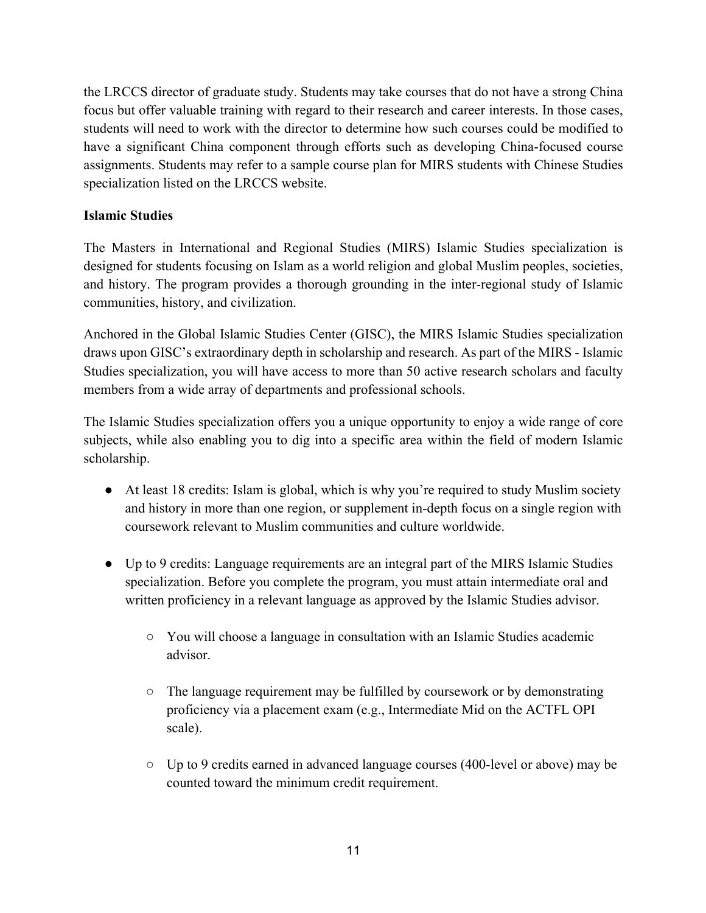the LRCCS director of graduate study. Students may take courses that do not have a strong China focus but offer valuable training with regard to their research and career interests. In those cases, students will need to work with the director to determine how such courses could be modified to have a significant China component through efforts such as developing China-focused course assignments. Students may refer to a sample course plan for MIRS students with Chinese Studies specialization listed on the LRCCS website.

**Islamic Studies**

The Masters in International and Regional Studies (MIRS) Islamic Studies specialization is designed for students focusing on Islam as a world religion and global Muslim peoples, societies, and history. The program provides a thorough grounding in the inter-regional study of Islamic communities, history, and civilization.

Anchored in the Global Islamic Studies Center (GISC), the MIRS Islamic Studies specialization draws upon GISC's extraordinary depth in scholarship and research. As part of the MIRS - Islamic Studies specialization, you will have access to more than 50 active research scholars and faculty members from a wide array of departments and professional schools.

The Islamic Studies specialization offers you a unique opportunity to enjoy a wide range of core subjects, while also enabling you to dig into a specific area within the field of modern Islamic scholarship.

- At least 18 credits: Islam is global, which is why you're required to study Muslim society and history in more than one region, or supplement in-depth focus on a single region with coursework relevant to Muslim communities and culture worldwide.

- Up to 9 credits: Language requirements are an integral part of the MIRS Islamic Studies specialization. Before you complete the program, you must attain intermediate oral and written proficiency in a relevant language as approved by the Islamic Studies advisor.

    - You will choose a language in consultation with an Islamic Studies academic advisor.

    - The language requirement may be fulfilled by coursework or by demonstrating proficiency via a placement exam (e.g., Intermediate Mid on the ACTFL OPI scale).

    - Up to 9 credits earned in advanced language courses (400-level or above) may be counted toward the minimum credit requirement.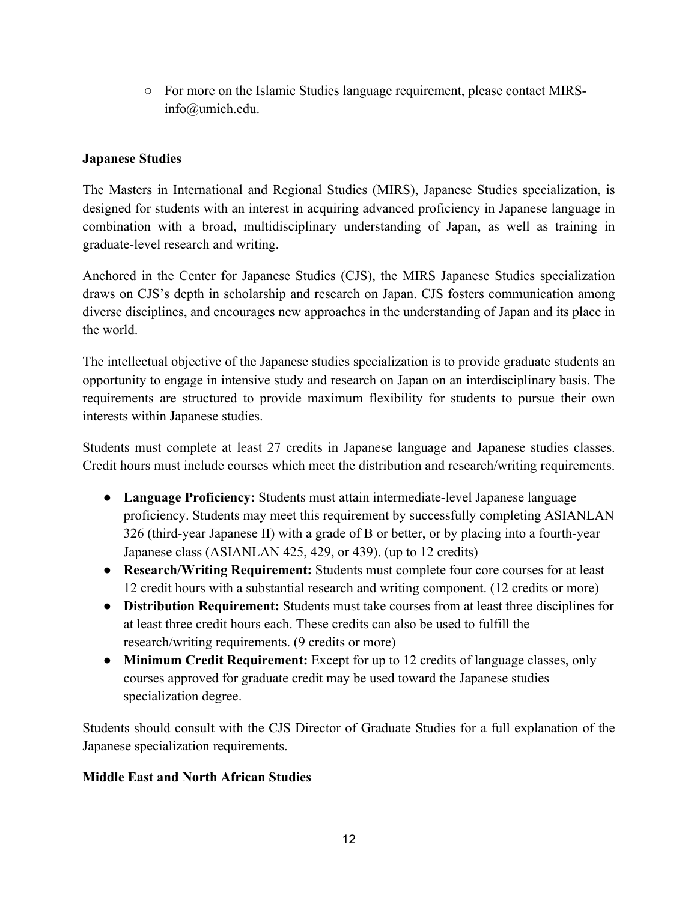- For more on the Islamic Studies language requirement, please contact MIRS-info@umich.edu.

**Japanese Studies**

The Masters in International and Regional Studies (MIRS), Japanese Studies specialization, is designed for students with an interest in acquiring advanced proficiency in Japanese language in combination with a broad, multidisciplinary understanding of Japan, as well as training in graduate-level research and writing.

Anchored in the Center for Japanese Studies (CJS), the MIRS Japanese Studies specialization draws on CJS's depth in scholarship and research on Japan. CJS fosters communication among diverse disciplines, and encourages new approaches in the understanding of Japan and its place in the world.

The intellectual objective of the Japanese studies specialization is to provide graduate students an opportunity to engage in intensive study and research on Japan on an interdisciplinary basis. The requirements are structured to provide maximum flexibility for students to pursue their own interests within Japanese studies.

Students must complete at least 27 credits in Japanese language and Japanese studies classes. Credit hours must include courses which meet the distribution and research/writing requirements.

- **Language Proficiency:** Students must attain intermediate-level Japanese language proficiency. Students may meet this requirement by successfully completing ASIANLAN 326 (third-year Japanese II) with a grade of B or better, or by placing into a fourth-year Japanese class (ASIANLAN 425, 429, or 439). (up to 12 credits)
- **Research/Writing Requirement:** Students must complete four core courses for at least 12 credit hours with a substantial research and writing component. (12 credits or more)
- **Distribution Requirement:** Students must take courses from at least three disciplines for at least three credit hours each. These credits can also be used to fulfill the research/writing requirements. (9 credits or more)
- **Minimum Credit Requirement:** Except for up to 12 credits of language classes, only courses approved for graduate credit may be used toward the Japanese studies specialization degree.

Students should consult with the CJS Director of Graduate Studies for a full explanation of the Japanese specialization requirements.

**Middle East and North African Studies**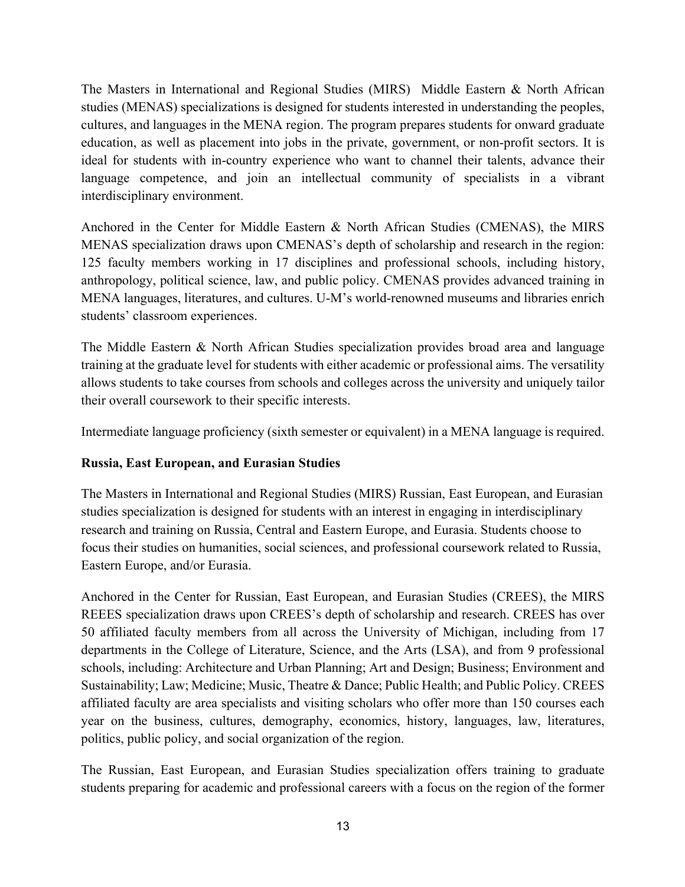The Masters in International and Regional Studies (MIRS) Middle Eastern & North African studies (MENAS) specializations is designed for students interested in understanding the peoples, cultures, and languages in the MENA region. The program prepares students for onward graduate education, as well as placement into jobs in the private, government, or non-profit sectors. It is ideal for students with in-country experience who want to channel their talents, advance their language competence, and join an intellectual community of specialists in a vibrant interdisciplinary environment.

Anchored in the Center for Middle Eastern & North African Studies (CMENAS), the MIRS MENAS specialization draws upon CMENAS's depth of scholarship and research in the region: 125 faculty members working in 17 disciplines and professional schools, including history, anthropology, political science, law, and public policy. CMENAS provides advanced training in MENA languages, literatures, and cultures. U-M's world-renowned museums and libraries enrich students' classroom experiences.

The Middle Eastern & North African Studies specialization provides broad area and language training at the graduate level for students with either academic or professional aims. The versatility allows students to take courses from schools and colleges across the university and uniquely tailor their overall coursework to their specific interests.

Intermediate language proficiency (sixth semester or equivalent) in a MENA language is required.

**Russia, East European, and Eurasian Studies**

The Masters in International and Regional Studies (MIRS) Russian, East European, and Eurasian studies specialization is designed for students with an interest in engaging in interdisciplinary research and training on Russia, Central and Eastern Europe, and Eurasia. Students choose to focus their studies on humanities, social sciences, and professional coursework related to Russia, Eastern Europe, and/or Eurasia.

Anchored in the Center for Russian, East European, and Eurasian Studies (CREES), the MIRS REEES specialization draws upon CREES's depth of scholarship and research. CREES has over 50 affiliated faculty members from all across the University of Michigan, including from 17 departments in the College of Literature, Science, and the Arts (LSA), and from 9 professional schools, including: Architecture and Urban Planning; Art and Design; Business; Environment and Sustainability; Law; Medicine; Music, Theatre & Dance; Public Health; and Public Policy. CREES affiliated faculty are area specialists and visiting scholars who offer more than 150 courses each year on the business, cultures, demography, economics, history, languages, law, literatures, politics, public policy, and social organization of the region.

The Russian, East European, and Eurasian Studies specialization offers training to graduate students preparing for academic and professional careers with a focus on the region of the former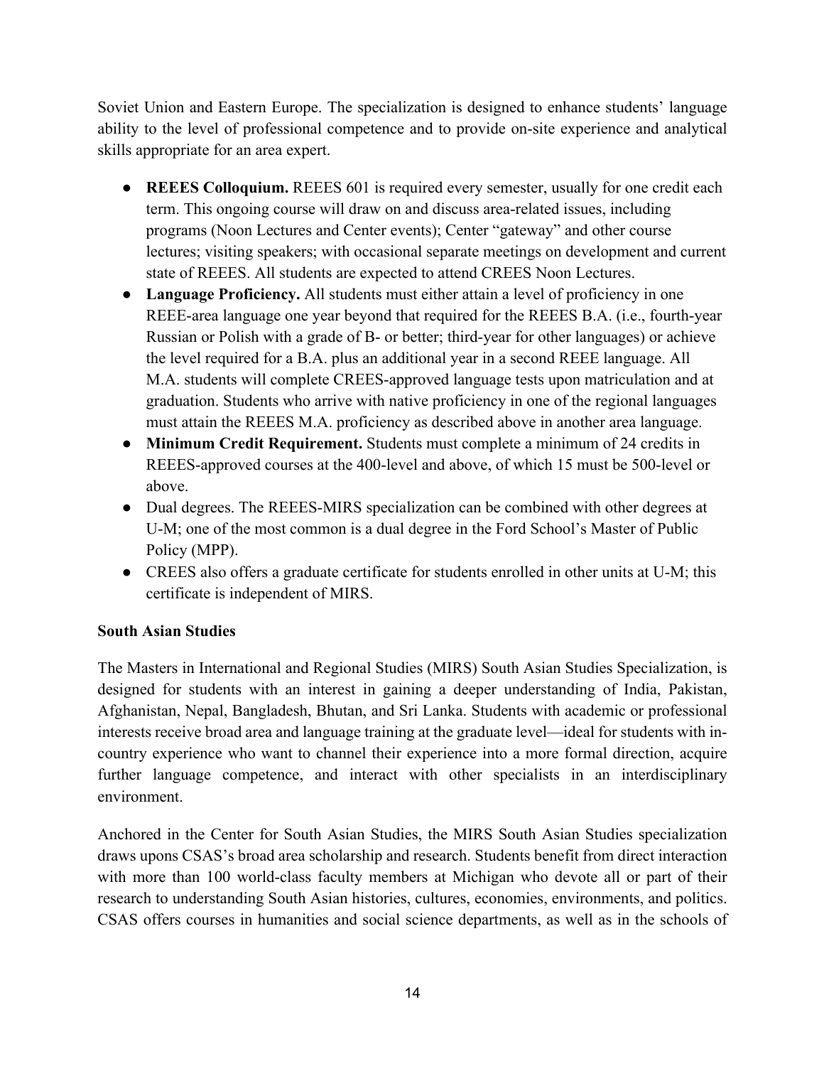Soviet Union and Eastern Europe. The specialization is designed to enhance students' language ability to the level of professional competence and to provide on-site experience and analytical skills appropriate for an area expert.

- **REEES Colloquium.** REEES 601 is required every semester, usually for one credit each term. This ongoing course will draw on and discuss area-related issues, including programs (Noon Lectures and Center events); Center "gateway" and other course lectures; visiting speakers; with occasional separate meetings on development and current state of REEES. All students are expected to attend CREES Noon Lectures.
- **Language Proficiency.** All students must either attain a level of proficiency in one REEE-area language one year beyond that required for the REEES B.A. (i.e., fourth-year Russian or Polish with a grade of B- or better; third-year for other languages) or achieve the level required for a B.A. plus an additional year in a second REEE language. All M.A. students will complete CREES-approved language tests upon matriculation and at graduation. Students who arrive with native proficiency in one of the regional languages must attain the REEES M.A. proficiency as described above in another area language.
- **Minimum Credit Requirement.** Students must complete a minimum of 24 credits in REEES-approved courses at the 400-level and above, of which 15 must be 500-level or above.
- Dual degrees. The REEES-MIRS specialization can be combined with other degrees at U-M; one of the most common is a dual degree in the Ford School's Master of Public Policy (MPP).
- CREES also offers a graduate certificate for students enrolled in other units at U-M; this certificate is independent of MIRS.

**South Asian Studies**

The Masters in International and Regional Studies (MIRS) South Asian Studies Specialization, is designed for students with an interest in gaining a deeper understanding of India, Pakistan, Afghanistan, Nepal, Bangladesh, Bhutan, and Sri Lanka. Students with academic or professional interests receive broad area and language training at the graduate level—ideal for students with in-country experience who want to channel their experience into a more formal direction, acquire further language competence, and interact with other specialists in an interdisciplinary environment.

Anchored in the Center for South Asian Studies, the MIRS South Asian Studies specialization draws upons CSAS's broad area scholarship and research. Students benefit from direct interaction with more than 100 world-class faculty members at Michigan who devote all or part of their research to understanding South Asian histories, cultures, economies, environments, and politics. CSAS offers courses in humanities and social science departments, as well as in the schools of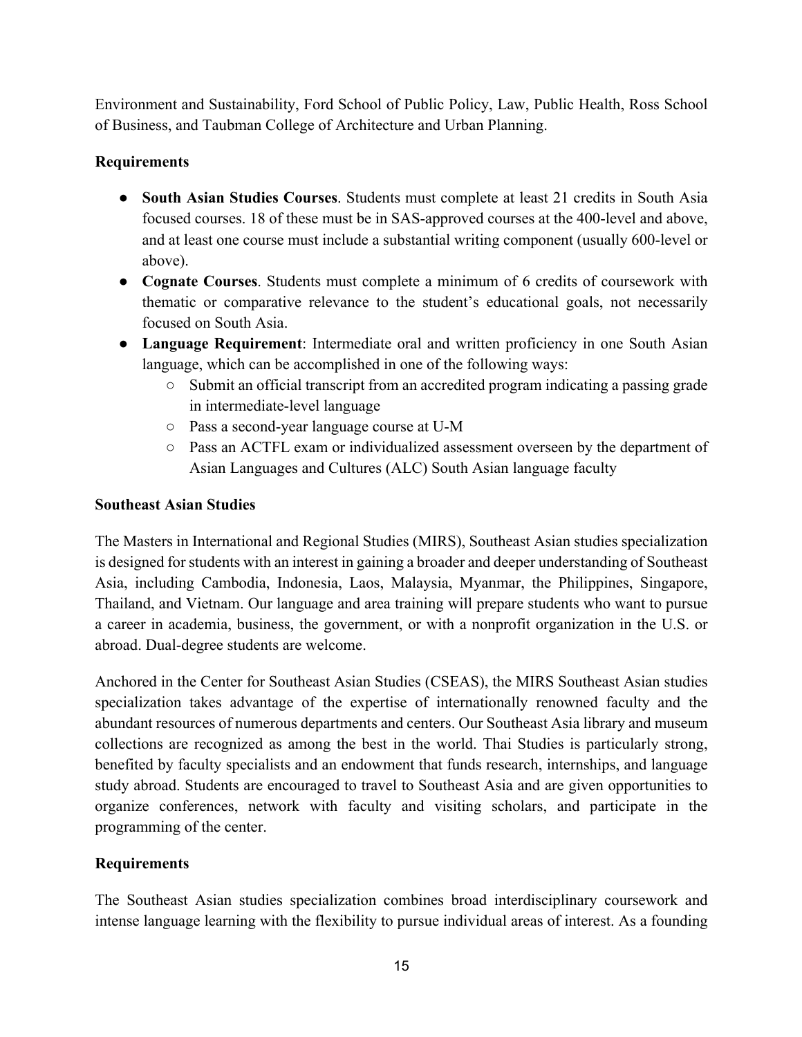Environment and Sustainability, Ford School of Public Policy, Law, Public Health, Ross School of Business, and Taubman College of Architecture and Urban Planning.

**Requirements**

- **South Asian Studies Courses**. Students must complete at least 21 credits in South Asia focused courses. 18 of these must be in SAS-approved courses at the 400-level and above, and at least one course must include a substantial writing component (usually 600-level or above).
- **Cognate Courses**. Students must complete a minimum of 6 credits of coursework with thematic or comparative relevance to the student's educational goals, not necessarily focused on South Asia.
- **Language Requirement**: Intermediate oral and written proficiency in one South Asian language, which can be accomplished in one of the following ways:
  - Submit an official transcript from an accredited program indicating a passing grade in intermediate-level language
  - Pass a second-year language course at U-M
  - Pass an ACTFL exam or individualized assessment overseen by the department of Asian Languages and Cultures (ALC) South Asian language faculty

**Southeast Asian Studies**

The Masters in International and Regional Studies (MIRS), Southeast Asian studies specialization is designed for students with an interest in gaining a broader and deeper understanding of Southeast Asia, including Cambodia, Indonesia, Laos, Malaysia, Myanmar, the Philippines, Singapore, Thailand, and Vietnam. Our language and area training will prepare students who want to pursue a career in academia, business, the government, or with a nonprofit organization in the U.S. or abroad. Dual-degree students are welcome.

Anchored in the Center for Southeast Asian Studies (CSEAS), the MIRS Southeast Asian studies specialization takes advantage of the expertise of internationally renowned faculty and the abundant resources of numerous departments and centers. Our Southeast Asia library and museum collections are recognized as among the best in the world. Thai Studies is particularly strong, benefited by faculty specialists and an endowment that funds research, internships, and language study abroad. Students are encouraged to travel to Southeast Asia and are given opportunities to organize conferences, network with faculty and visiting scholars, and participate in the programming of the center.

**Requirements**

The Southeast Asian studies specialization combines broad interdisciplinary coursework and intense language learning with the flexibility to pursue individual areas of interest. As a founding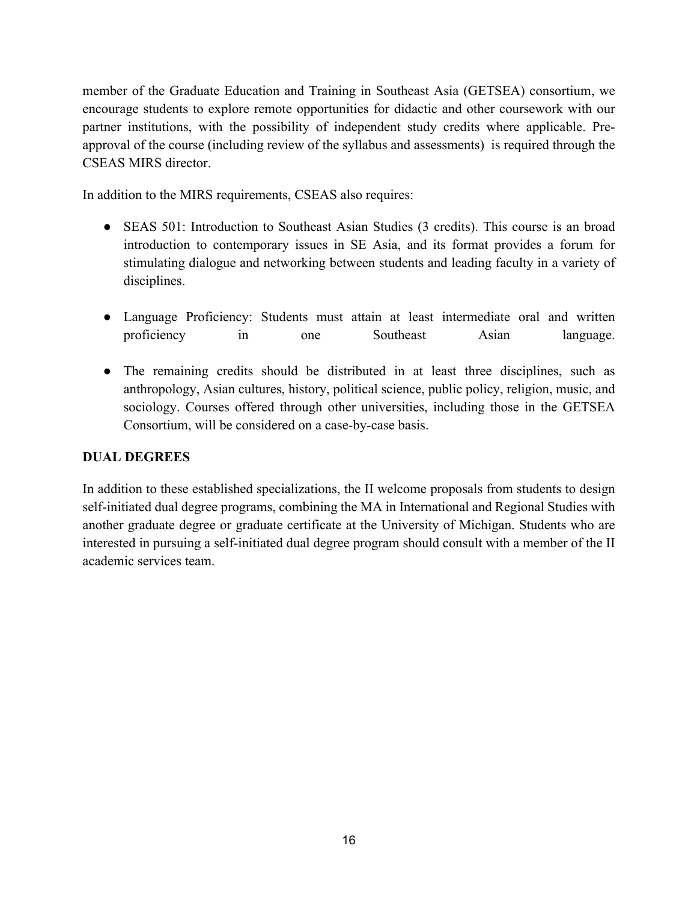member of the Graduate Education and Training in Southeast Asia (GETSEA) consortium, we encourage students to explore remote opportunities for didactic and other coursework with our partner institutions, with the possibility of independent study credits where applicable. Pre-approval of the course (including review of the syllabus and assessments) is required through the CSEAS MIRS director.

In addition to the MIRS requirements, CSEAS also requires:

- SEAS 501: Introduction to Southeast Asian Studies (3 credits). This course is an broad introduction to contemporary issues in SE Asia, and its format provides a forum for stimulating dialogue and networking between students and leading faculty in a variety of disciplines.
- Language Proficiency: Students must attain at least intermediate oral and written proficiency in one Southeast Asian language.
- The remaining credits should be distributed in at least three disciplines, such as anthropology, Asian cultures, history, political science, public policy, religion, music, and sociology. Courses offered through other universities, including those in the GETSEA Consortium, will be considered on a case-by-case basis.

**DUAL DEGREES**

In addition to these established specializations, the II welcome proposals from students to design self-initiated dual degree programs, combining the MA in International and Regional Studies with another graduate degree or graduate certificate at the University of Michigan. Students who are interested in pursuing a self-initiated dual degree program should consult with a member of the II academic services team.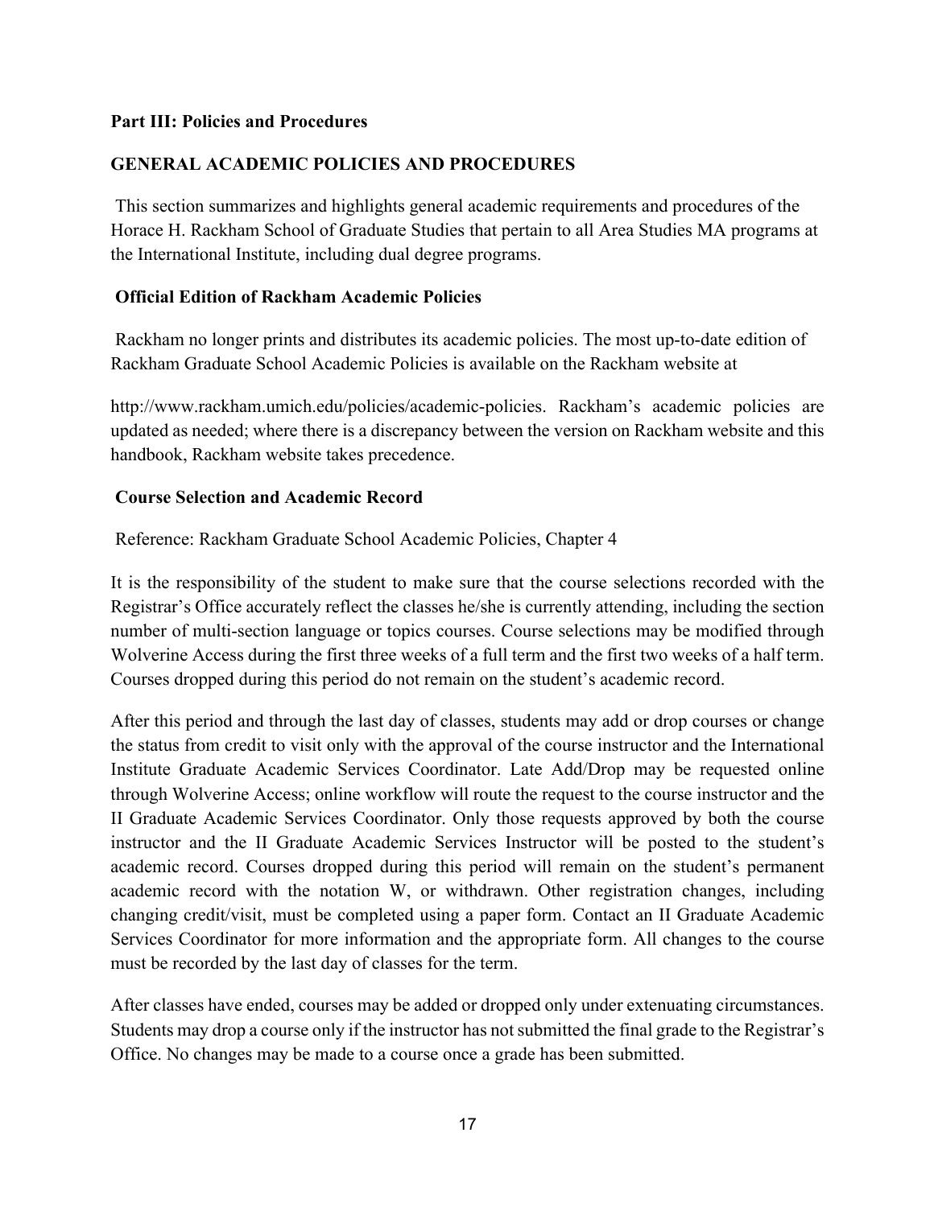**Part III: Policies and Procedures**

## GENERAL ACADEMIC POLICIES AND PROCEDURES

This section summarizes and highlights general academic requirements and procedures of the Horace H. Rackham School of Graduate Studies that pertain to all Area Studies MA programs at the International Institute, including dual degree programs.

### Official Edition of Rackham Academic Policies

Rackham no longer prints and distributes its academic policies. The most up-to-date edition of Rackham Graduate School Academic Policies is available on the Rackham website at

http://www.rackham.umich.edu/policies/academic-policies. Rackham's academic policies are updated as needed; where there is a discrepancy between the version on Rackham website and this handbook, Rackham website takes precedence.

### Course Selection and Academic Record

Reference: Rackham Graduate School Academic Policies, Chapter 4

It is the responsibility of the student to make sure that the course selections recorded with the Registrar's Office accurately reflect the classes he/she is currently attending, including the section number of multi-section language or topics courses. Course selections may be modified through Wolverine Access during the first three weeks of a full term and the first two weeks of a half term. Courses dropped during this period do not remain on the student's academic record.

After this period and through the last day of classes, students may add or drop courses or change the status from credit to visit only with the approval of the course instructor and the International Institute Graduate Academic Services Coordinator. Late Add/Drop may be requested online through Wolverine Access; online workflow will route the request to the course instructor and the II Graduate Academic Services Coordinator. Only those requests approved by both the course instructor and the II Graduate Academic Services Instructor will be posted to the student's academic record. Courses dropped during this period will remain on the student's permanent academic record with the notation W, or withdrawn. Other registration changes, including changing credit/visit, must be completed using a paper form. Contact an II Graduate Academic Services Coordinator for more information and the appropriate form. All changes to the course must be recorded by the last day of classes for the term.

After classes have ended, courses may be added or dropped only under extenuating circumstances. Students may drop a course only if the instructor has not submitted the final grade to the Registrar's Office. No changes may be made to a course once a grade has been submitted.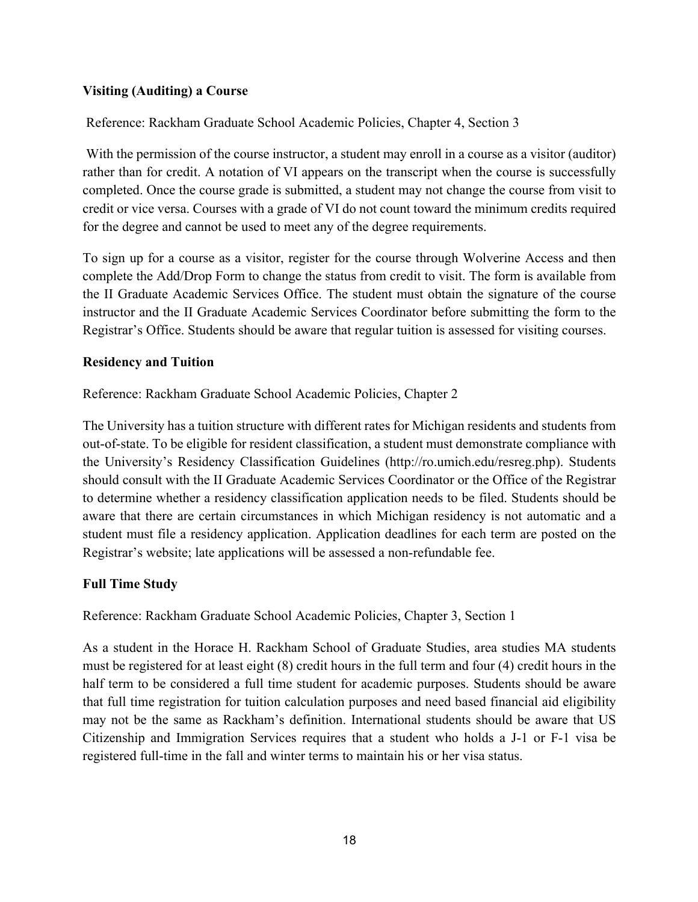### Visiting (Auditing) a Course

Reference: Rackham Graduate School Academic Policies, Chapter 4, Section 3

With the permission of the course instructor, a student may enroll in a course as a visitor (auditor) rather than for credit. A notation of VI appears on the transcript when the course is successfully completed. Once the course grade is submitted, a student may not change the course from visit to credit or vice versa. Courses with a grade of VI do not count toward the minimum credits required for the degree and cannot be used to meet any of the degree requirements.

To sign up for a course as a visitor, register for the course through Wolverine Access and then complete the Add/Drop Form to change the status from credit to visit. The form is available from the II Graduate Academic Services Office. The student must obtain the signature of the course instructor and the II Graduate Academic Services Coordinator before submitting the form to the Registrar's Office. Students should be aware that regular tuition is assessed for visiting courses.

### Residency and Tuition

Reference: Rackham Graduate School Academic Policies, Chapter 2

The University has a tuition structure with different rates for Michigan residents and students from out-of-state. To be eligible for resident classification, a student must demonstrate compliance with the University's Residency Classification Guidelines (http://ro.umich.edu/resreg.php). Students should consult with the II Graduate Academic Services Coordinator or the Office of the Registrar to determine whether a residency classification application needs to be filed. Students should be aware that there are certain circumstances in which Michigan residency is not automatic and a student must file a residency application. Application deadlines for each term are posted on the Registrar's website; late applications will be assessed a non-refundable fee.

### Full Time Study

Reference: Rackham Graduate School Academic Policies, Chapter 3, Section 1

As a student in the Horace H. Rackham School of Graduate Studies, area studies MA students must be registered for at least eight (8) credit hours in the full term and four (4) credit hours in the half term to be considered a full time student for academic purposes. Students should be aware that full time registration for tuition calculation purposes and need based financial aid eligibility may not be the same as Rackham's definition. International students should be aware that US Citizenship and Immigration Services requires that a student who holds a J-1 or F-1 visa be registered full-time in the fall and winter terms to maintain his or her visa status.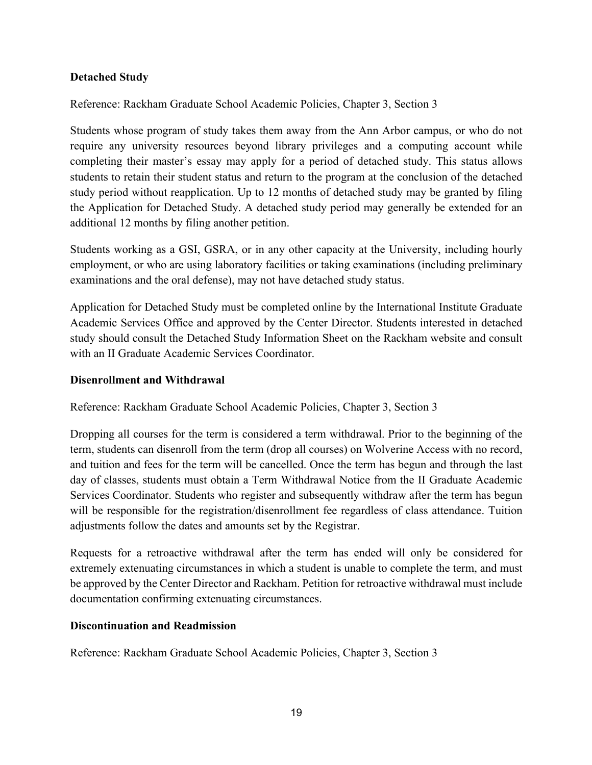**Detached Study**

Reference: Rackham Graduate School Academic Policies, Chapter 3, Section 3

Students whose program of study takes them away from the Ann Arbor campus, or who do not require any university resources beyond library privileges and a computing account while completing their master's essay may apply for a period of detached study. This status allows students to retain their student status and return to the program at the conclusion of the detached study period without reapplication. Up to 12 months of detached study may be granted by filing the Application for Detached Study. A detached study period may generally be extended for an additional 12 months by filing another petition.

Students working as a GSI, GSRA, or in any other capacity at the University, including hourly employment, or who are using laboratory facilities or taking examinations (including preliminary examinations and the oral defense), may not have detached study status.

Application for Detached Study must be completed online by the International Institute Graduate Academic Services Office and approved by the Center Director. Students interested in detached study should consult the Detached Study Information Sheet on the Rackham website and consult with an II Graduate Academic Services Coordinator.

**Disenrollment and Withdrawal**

Reference: Rackham Graduate School Academic Policies, Chapter 3, Section 3

Dropping all courses for the term is considered a term withdrawal. Prior to the beginning of the term, students can disenroll from the term (drop all courses) on Wolverine Access with no record, and tuition and fees for the term will be cancelled. Once the term has begun and through the last day of classes, students must obtain a Term Withdrawal Notice from the II Graduate Academic Services Coordinator. Students who register and subsequently withdraw after the term has begun will be responsible for the registration/disenrollment fee regardless of class attendance. Tuition adjustments follow the dates and amounts set by the Registrar.

Requests for a retroactive withdrawal after the term has ended will only be considered for extremely extenuating circumstances in which a student is unable to complete the term, and must be approved by the Center Director and Rackham. Petition for retroactive withdrawal must include documentation confirming extenuating circumstances.

**Discontinuation and Readmission**

Reference: Rackham Graduate School Academic Policies, Chapter 3, Section 3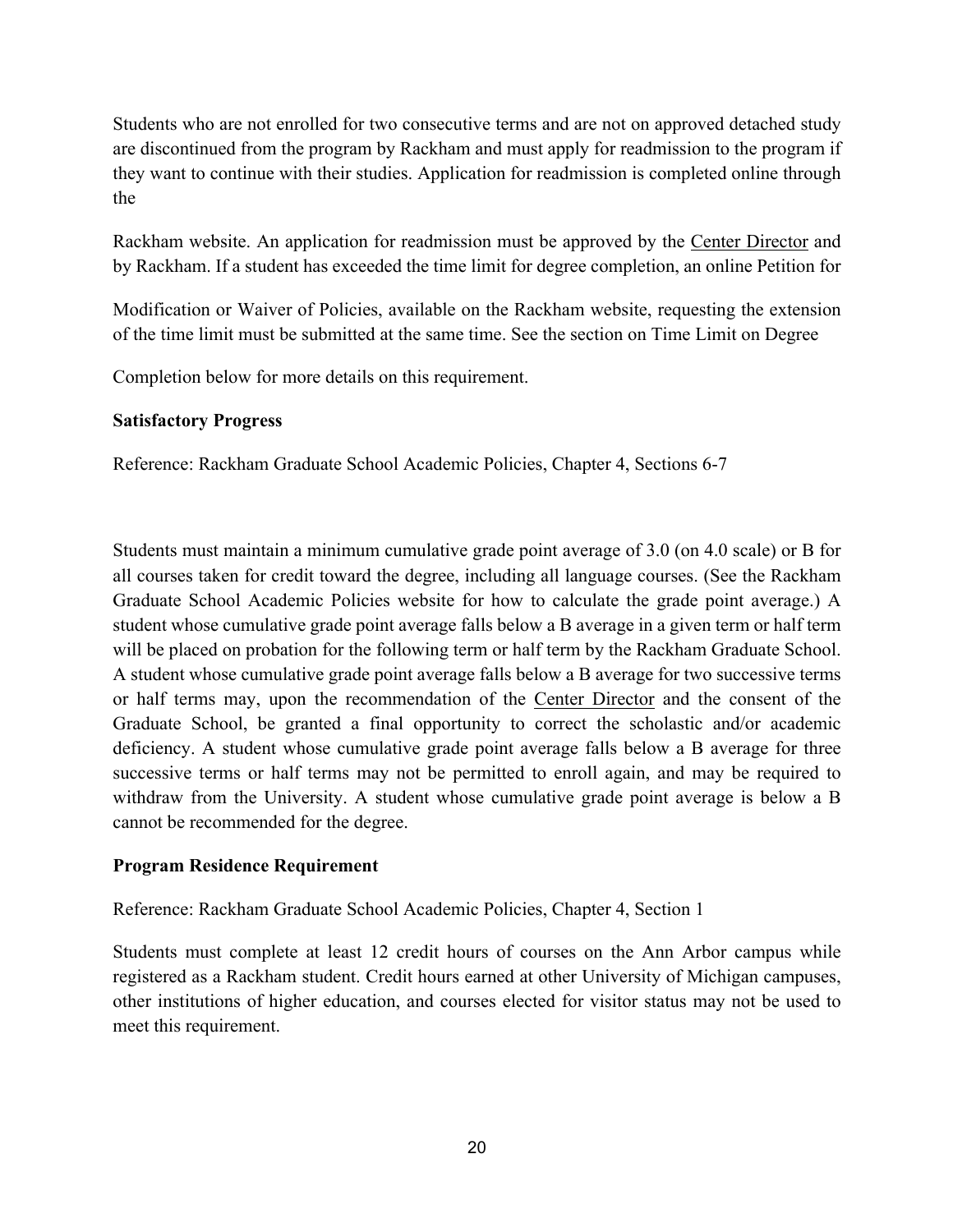Students who are not enrolled for two consecutive terms and are not on approved detached study are discontinued from the program by Rackham and must apply for readmission to the program if they want to continue with their studies. Application for readmission is completed online through the

Rackham website. An application for readmission must be approved by the Center Director and by Rackham. If a student has exceeded the time limit for degree completion, an online Petition for

Modification or Waiver of Policies, available on the Rackham website, requesting the extension of the time limit must be submitted at the same time. See the section on Time Limit on Degree

Completion below for more details on this requirement.

**Satisfactory Progress**

Reference: Rackham Graduate School Academic Policies, Chapter 4, Sections 6-7

Students must maintain a minimum cumulative grade point average of 3.0 (on 4.0 scale) or B for all courses taken for credit toward the degree, including all language courses. (See the Rackham Graduate School Academic Policies website for how to calculate the grade point average.) A student whose cumulative grade point average falls below a B average in a given term or half term will be placed on probation for the following term or half term by the Rackham Graduate School. A student whose cumulative grade point average falls below a B average for two successive terms or half terms may, upon the recommendation of the Center Director and the consent of the Graduate School, be granted a final opportunity to correct the scholastic and/or academic deficiency. A student whose cumulative grade point average falls below a B average for three successive terms or half terms may not be permitted to enroll again, and may be required to withdraw from the University. A student whose cumulative grade point average is below a B cannot be recommended for the degree.

**Program Residence Requirement**

Reference: Rackham Graduate School Academic Policies, Chapter 4, Section 1

Students must complete at least 12 credit hours of courses on the Ann Arbor campus while registered as a Rackham student. Credit hours earned at other University of Michigan campuses, other institutions of higher education, and courses elected for visitor status may not be used to meet this requirement.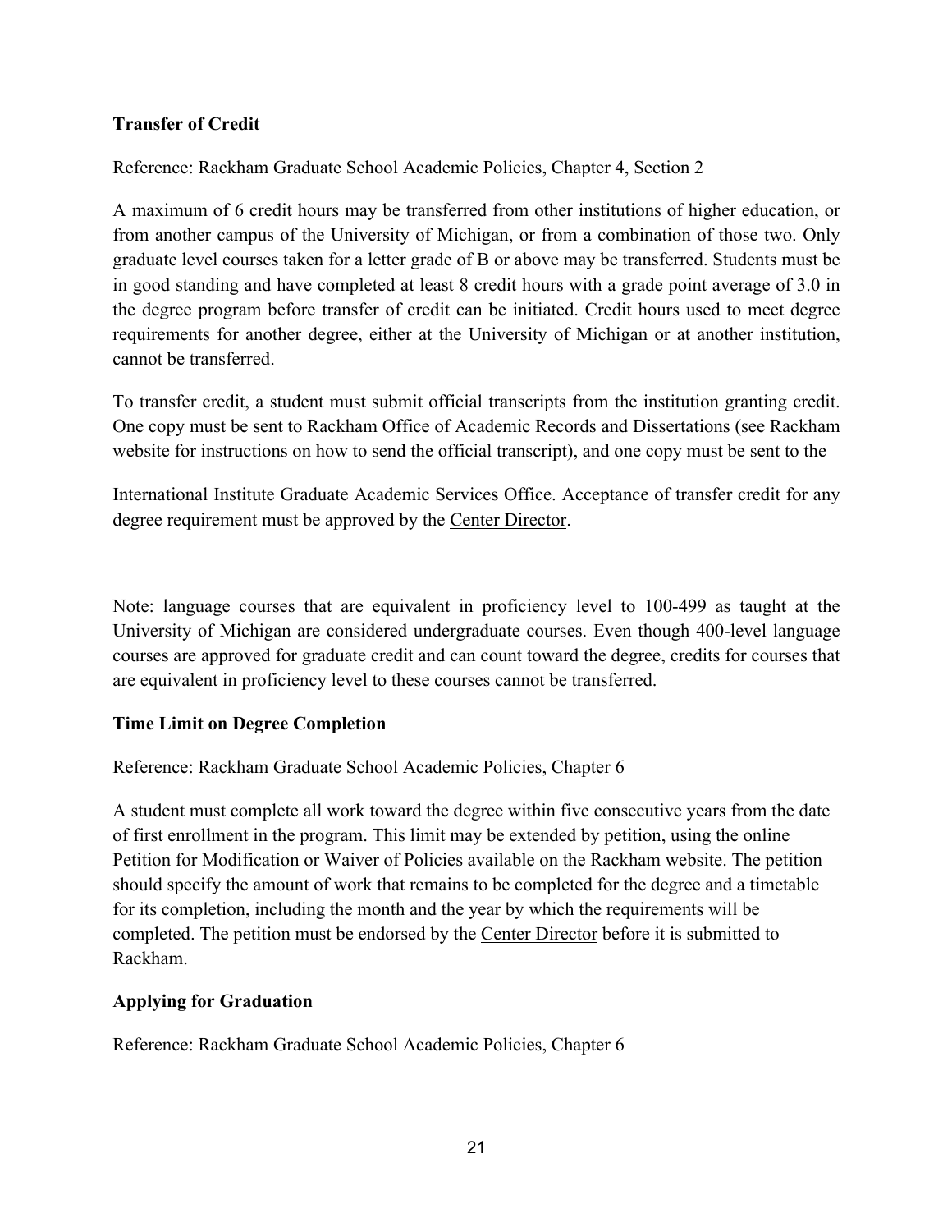### Transfer of Credit

Reference: Rackham Graduate School Academic Policies, Chapter 4, Section 2

A maximum of 6 credit hours may be transferred from other institutions of higher education, or from another campus of the University of Michigan, or from a combination of those two. Only graduate level courses taken for a letter grade of B or above may be transferred. Students must be in good standing and have completed at least 8 credit hours with a grade point average of 3.0 in the degree program before transfer of credit can be initiated. Credit hours used to meet degree requirements for another degree, either at the University of Michigan or at another institution, cannot be transferred.

To transfer credit, a student must submit official transcripts from the institution granting credit. One copy must be sent to Rackham Office of Academic Records and Dissertations (see Rackham website for instructions on how to send the official transcript), and one copy must be sent to the

International Institute Graduate Academic Services Office. Acceptance of transfer credit for any degree requirement must be approved by the Center Director.

Note: language courses that are equivalent in proficiency level to 100-499 as taught at the University of Michigan are considered undergraduate courses. Even though 400-level language courses are approved for graduate credit and can count toward the degree, credits for courses that are equivalent in proficiency level to these courses cannot be transferred.

### Time Limit on Degree Completion

Reference: Rackham Graduate School Academic Policies, Chapter 6

A student must complete all work toward the degree within five consecutive years from the date of first enrollment in the program. This limit may be extended by petition, using the online Petition for Modification or Waiver of Policies available on the Rackham website. The petition should specify the amount of work that remains to be completed for the degree and a timetable for its completion, including the month and the year by which the requirements will be completed. The petition must be endorsed by the Center Director before it is submitted to Rackham.

### Applying for Graduation

Reference: Rackham Graduate School Academic Policies, Chapter 6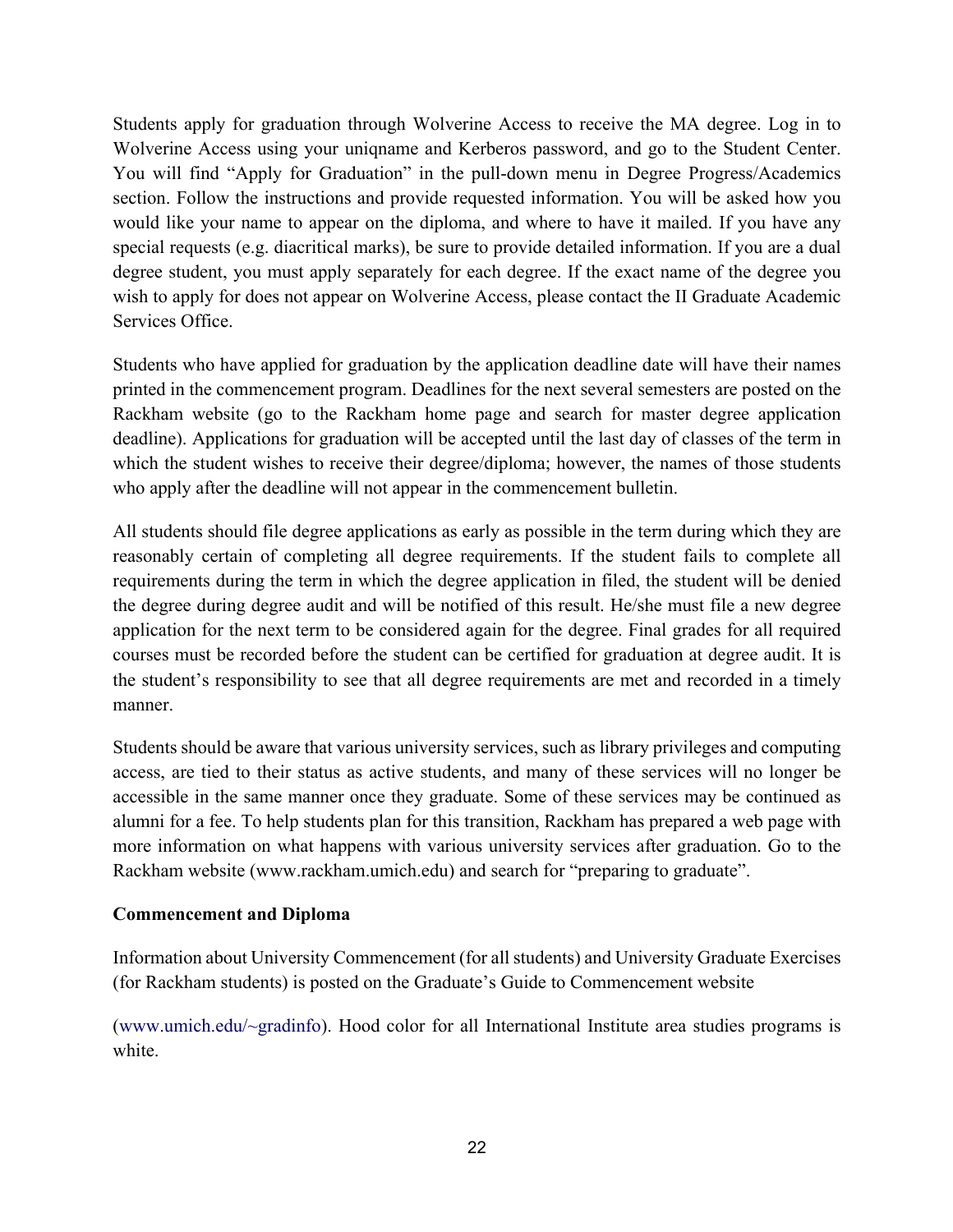Students apply for graduation through Wolverine Access to receive the MA degree. Log in to Wolverine Access using your uniqname and Kerberos password, and go to the Student Center. You will find "Apply for Graduation" in the pull-down menu in Degree Progress/Academics section. Follow the instructions and provide requested information. You will be asked how you would like your name to appear on the diploma, and where to have it mailed. If you have any special requests (e.g. diacritical marks), be sure to provide detailed information. If you are a dual degree student, you must apply separately for each degree. If the exact name of the degree you wish to apply for does not appear on Wolverine Access, please contact the II Graduate Academic Services Office.

Students who have applied for graduation by the application deadline date will have their names printed in the commencement program. Deadlines for the next several semesters are posted on the Rackham website (go to the Rackham home page and search for master degree application deadline). Applications for graduation will be accepted until the last day of classes of the term in which the student wishes to receive their degree/diploma; however, the names of those students who apply after the deadline will not appear in the commencement bulletin.

All students should file degree applications as early as possible in the term during which they are reasonably certain of completing all degree requirements. If the student fails to complete all requirements during the term in which the degree application in filed, the student will be denied the degree during degree audit and will be notified of this result. He/she must file a new degree application for the next term to be considered again for the degree. Final grades for all required courses must be recorded before the student can be certified for graduation at degree audit. It is the student's responsibility to see that all degree requirements are met and recorded in a timely manner.

Students should be aware that various university services, such as library privileges and computing access, are tied to their status as active students, and many of these services will no longer be accessible in the same manner once they graduate. Some of these services may be continued as alumni for a fee. To help students plan for this transition, Rackham has prepared a web page with more information on what happens with various university services after graduation. Go to the Rackham website (www.rackham.umich.edu) and search for "preparing to graduate".

**Commencement and Diploma**

Information about University Commencement (for all students) and University Graduate Exercises (for Rackham students) is posted on the Graduate's Guide to Commencement website

(www.umich.edu/~gradinfo). Hood color for all International Institute area studies programs is white.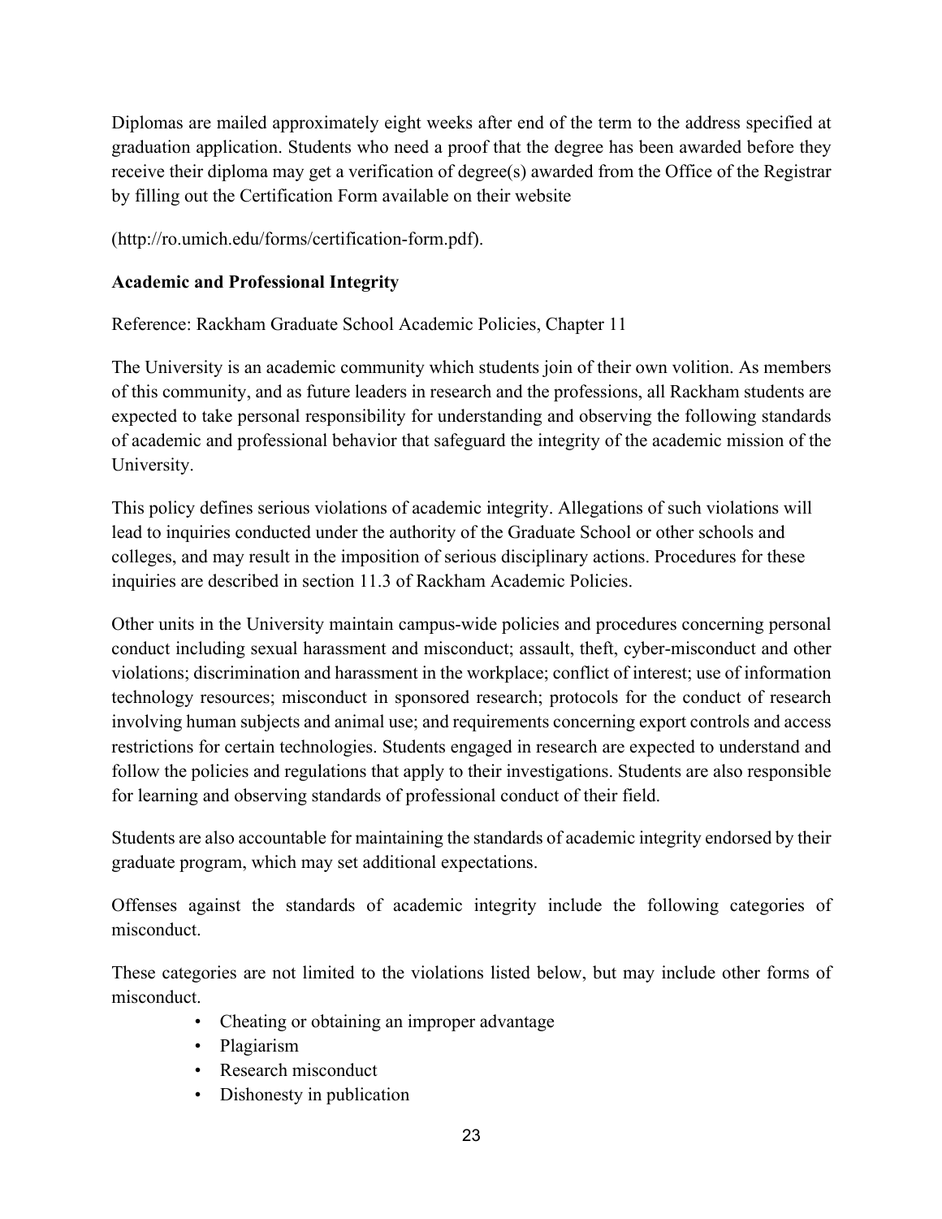Diplomas are mailed approximately eight weeks after end of the term to the address specified at graduation application. Students who need a proof that the degree has been awarded before they receive their diploma may get a verification of degree(s) awarded from the Office of the Registrar by filling out the Certification Form available on their website

(http://ro.umich.edu/forms/certification-form.pdf).

**Academic and Professional Integrity**

Reference: Rackham Graduate School Academic Policies, Chapter 11

The University is an academic community which students join of their own volition. As members of this community, and as future leaders in research and the professions, all Rackham students are expected to take personal responsibility for understanding and observing the following standards of academic and professional behavior that safeguard the integrity of the academic mission of the University.

This policy defines serious violations of academic integrity. Allegations of such violations will lead to inquiries conducted under the authority of the Graduate School or other schools and colleges, and may result in the imposition of serious disciplinary actions. Procedures for these inquiries are described in section 11.3 of Rackham Academic Policies.

Other units in the University maintain campus-wide policies and procedures concerning personal conduct including sexual harassment and misconduct; assault, theft, cyber-misconduct and other violations; discrimination and harassment in the workplace; conflict of interest; use of information technology resources; misconduct in sponsored research; protocols for the conduct of research involving human subjects and animal use; and requirements concerning export controls and access restrictions for certain technologies. Students engaged in research are expected to understand and follow the policies and regulations that apply to their investigations. Students are also responsible for learning and observing standards of professional conduct of their field.

Students are also accountable for maintaining the standards of academic integrity endorsed by their graduate program, which may set additional expectations.

Offenses against the standards of academic integrity include the following categories of misconduct.

These categories are not limited to the violations listed below, but may include other forms of misconduct.

- Cheating or obtaining an improper advantage
- Plagiarism
- Research misconduct
- Dishonesty in publication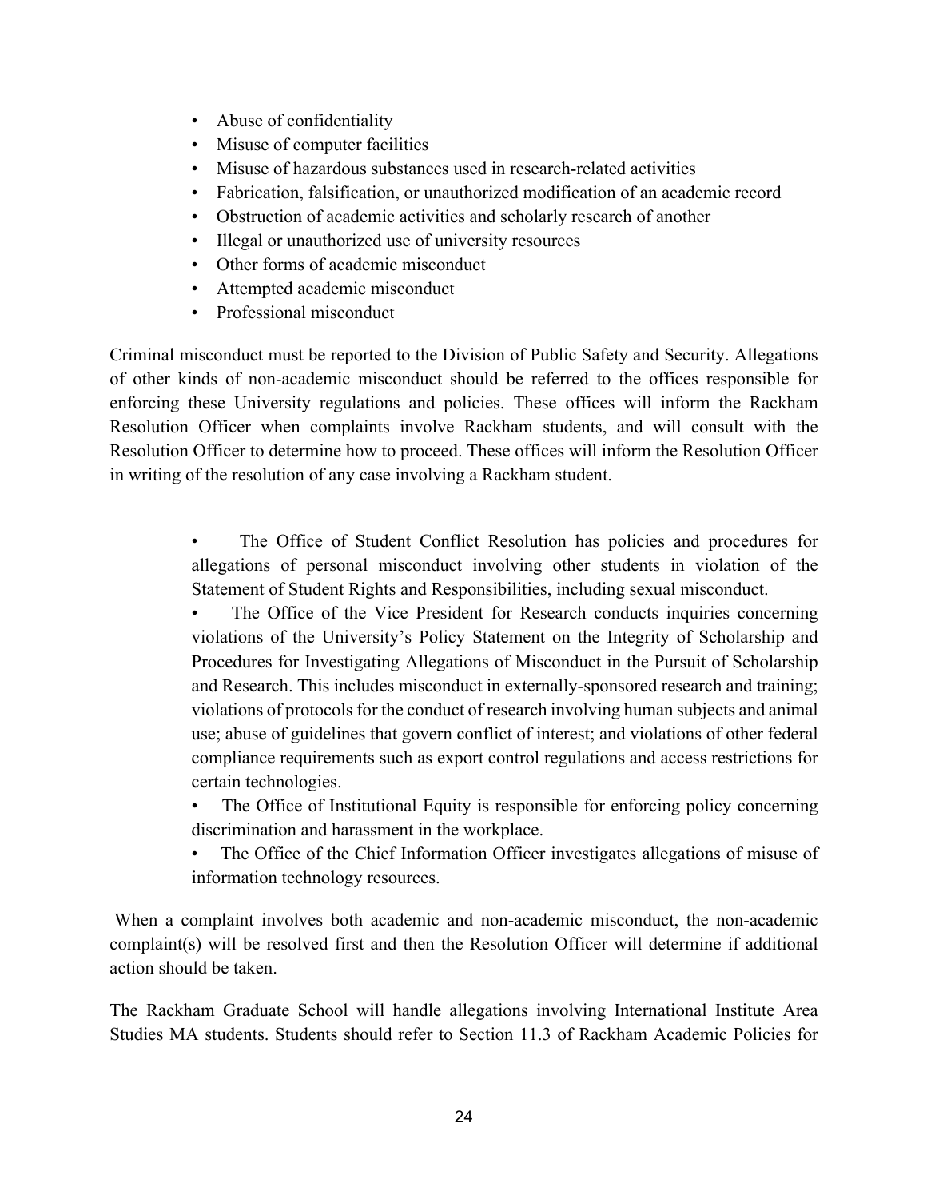- Abuse of confidentiality
- Misuse of computer facilities
- Misuse of hazardous substances used in research-related activities
- Fabrication, falsification, or unauthorized modification of an academic record
- Obstruction of academic activities and scholarly research of another
- Illegal or unauthorized use of university resources
- Other forms of academic misconduct
- Attempted academic misconduct
- Professional misconduct

Criminal misconduct must be reported to the Division of Public Safety and Security. Allegations of other kinds of non-academic misconduct should be referred to the offices responsible for enforcing these University regulations and policies. These offices will inform the Rackham Resolution Officer when complaints involve Rackham students, and will consult with the Resolution Officer to determine how to proceed. These offices will inform the Resolution Officer in writing of the resolution of any case involving a Rackham student.

- The Office of Student Conflict Resolution has policies and procedures for allegations of personal misconduct involving other students in violation of the Statement of Student Rights and Responsibilities, including sexual misconduct.
- The Office of the Vice President for Research conducts inquiries concerning violations of the University's Policy Statement on the Integrity of Scholarship and Procedures for Investigating Allegations of Misconduct in the Pursuit of Scholarship and Research. This includes misconduct in externally-sponsored research and training; violations of protocols for the conduct of research involving human subjects and animal use; abuse of guidelines that govern conflict of interest; and violations of other federal compliance requirements such as export control regulations and access restrictions for certain technologies.
- The Office of Institutional Equity is responsible for enforcing policy concerning discrimination and harassment in the workplace.
- The Office of the Chief Information Officer investigates allegations of misuse of information technology resources.

When a complaint involves both academic and non-academic misconduct, the non-academic complaint(s) will be resolved first and then the Resolution Officer will determine if additional action should be taken.

The Rackham Graduate School will handle allegations involving International Institute Area Studies MA students. Students should refer to Section 11.3 of Rackham Academic Policies for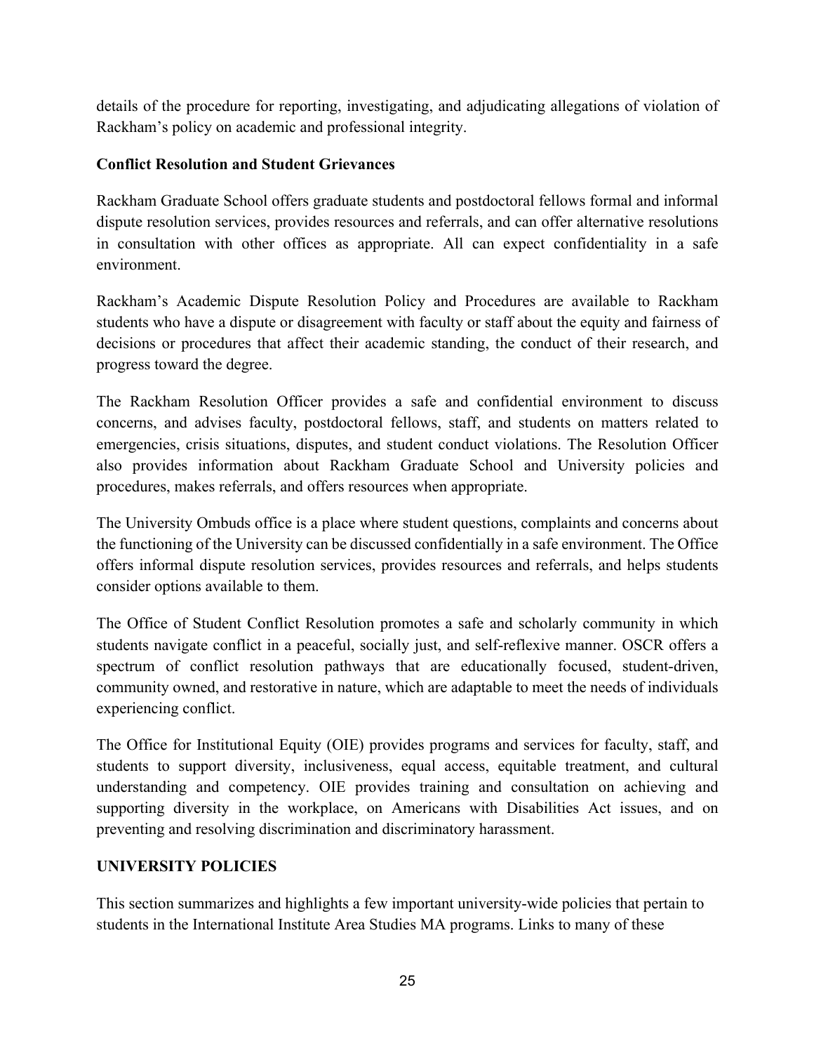details of the procedure for reporting, investigating, and adjudicating allegations of violation of Rackham's policy on academic and professional integrity.

### Conflict Resolution and Student Grievances

Rackham Graduate School offers graduate students and postdoctoral fellows formal and informal dispute resolution services, provides resources and referrals, and can offer alternative resolutions in consultation with other offices as appropriate. All can expect confidentiality in a safe environment.

Rackham's Academic Dispute Resolution Policy and Procedures are available to Rackham students who have a dispute or disagreement with faculty or staff about the equity and fairness of decisions or procedures that affect their academic standing, the conduct of their research, and progress toward the degree.

The Rackham Resolution Officer provides a safe and confidential environment to discuss concerns, and advises faculty, postdoctoral fellows, staff, and students on matters related to emergencies, crisis situations, disputes, and student conduct violations. The Resolution Officer also provides information about Rackham Graduate School and University policies and procedures, makes referrals, and offers resources when appropriate.

The University Ombuds office is a place where student questions, complaints and concerns about the functioning of the University can be discussed confidentially in a safe environment. The Office offers informal dispute resolution services, provides resources and referrals, and helps students consider options available to them.

The Office of Student Conflict Resolution promotes a safe and scholarly community in which students navigate conflict in a peaceful, socially just, and self-reflexive manner. OSCR offers a spectrum of conflict resolution pathways that are educationally focused, student-driven, community owned, and restorative in nature, which are adaptable to meet the needs of individuals experiencing conflict.

The Office for Institutional Equity (OIE) provides programs and services for faculty, staff, and students to support diversity, inclusiveness, equal access, equitable treatment, and cultural understanding and competency. OIE provides training and consultation on achieving and supporting diversity in the workplace, on Americans with Disabilities Act issues, and on preventing and resolving discrimination and discriminatory harassment.

## UNIVERSITY POLICIES

This section summarizes and highlights a few important university-wide policies that pertain to students in the International Institute Area Studies MA programs. Links to many of these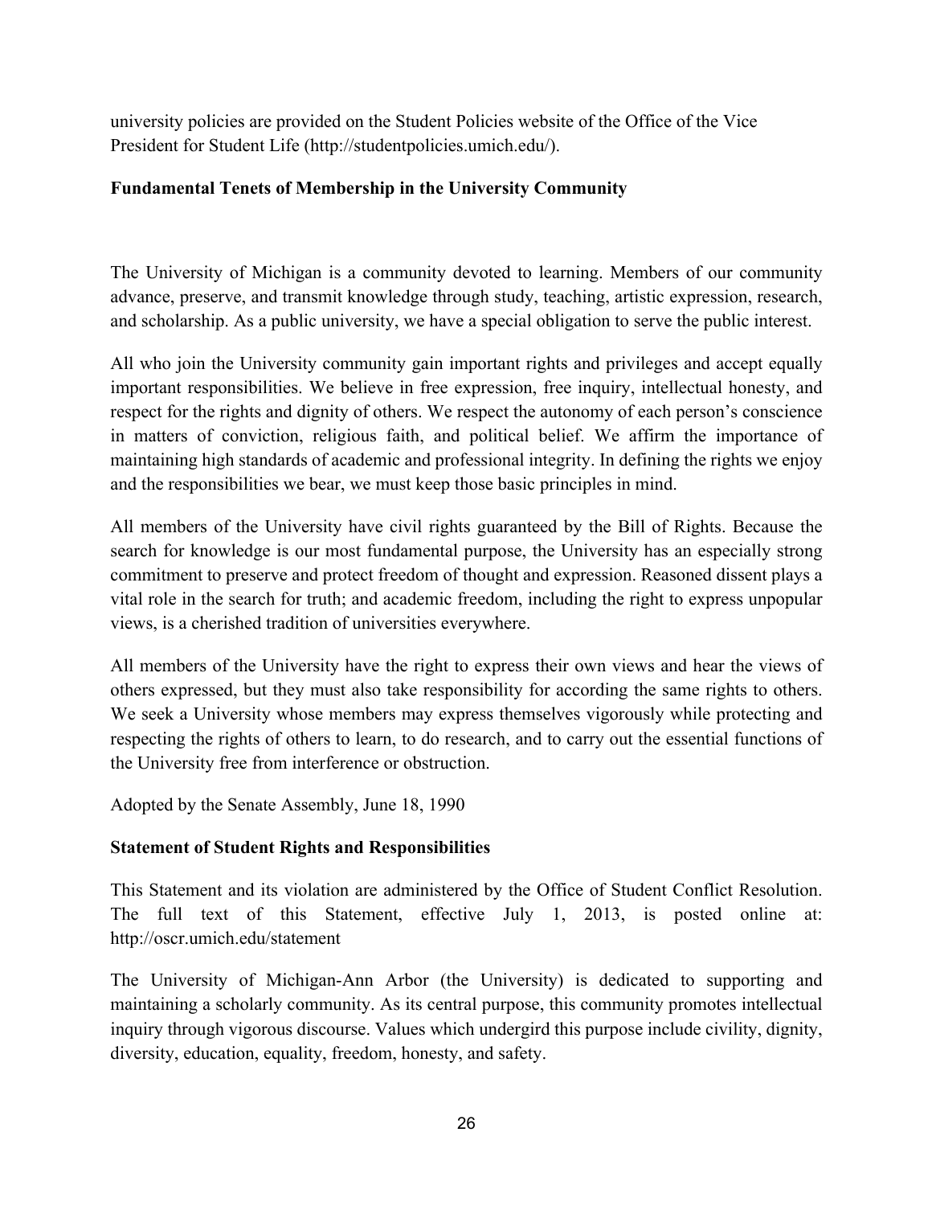university policies are provided on the Student Policies website of the Office of the Vice President for Student Life (http://studentpolicies.umich.edu/).

**Fundamental Tenets of Membership in the University Community**

The University of Michigan is a community devoted to learning. Members of our community advance, preserve, and transmit knowledge through study, teaching, artistic expression, research, and scholarship. As a public university, we have a special obligation to serve the public interest.

All who join the University community gain important rights and privileges and accept equally important responsibilities. We believe in free expression, free inquiry, intellectual honesty, and respect for the rights and dignity of others. We respect the autonomy of each person's conscience in matters of conviction, religious faith, and political belief. We affirm the importance of maintaining high standards of academic and professional integrity. In defining the rights we enjoy and the responsibilities we bear, we must keep those basic principles in mind.

All members of the University have civil rights guaranteed by the Bill of Rights. Because the search for knowledge is our most fundamental purpose, the University has an especially strong commitment to preserve and protect freedom of thought and expression. Reasoned dissent plays a vital role in the search for truth; and academic freedom, including the right to express unpopular views, is a cherished tradition of universities everywhere.

All members of the University have the right to express their own views and hear the views of others expressed, but they must also take responsibility for according the same rights to others. We seek a University whose members may express themselves vigorously while protecting and respecting the rights of others to learn, to do research, and to carry out the essential functions of the University free from interference or obstruction.

Adopted by the Senate Assembly, June 18, 1990

**Statement of Student Rights and Responsibilities**

This Statement and its violation are administered by the Office of Student Conflict Resolution. The full text of this Statement, effective July 1, 2013, is posted online at: http://oscr.umich.edu/statement

The University of Michigan-Ann Arbor (the University) is dedicated to supporting and maintaining a scholarly community. As its central purpose, this community promotes intellectual inquiry through vigorous discourse. Values which undergird this purpose include civility, dignity, diversity, education, equality, freedom, honesty, and safety.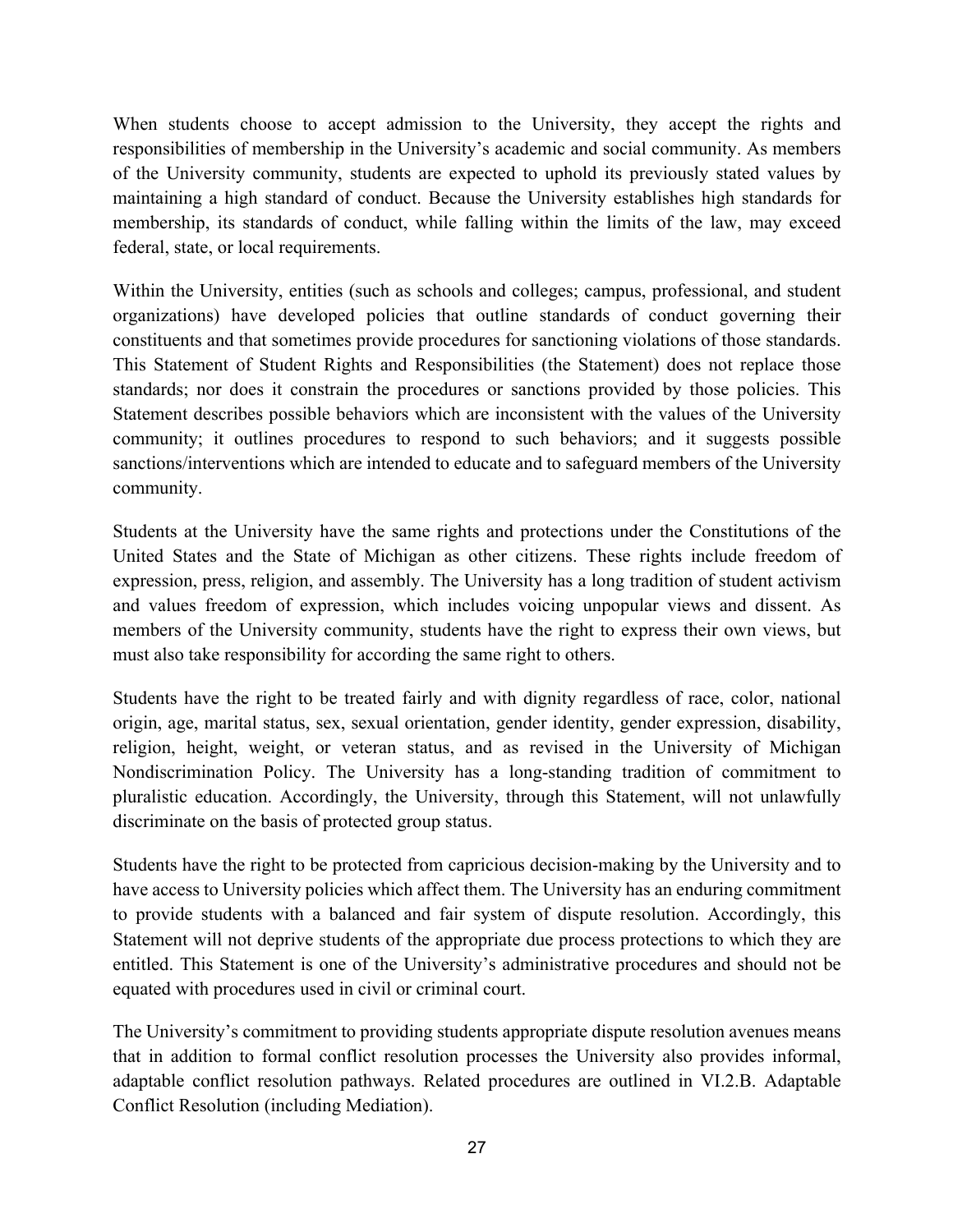When students choose to accept admission to the University, they accept the rights and responsibilities of membership in the University's academic and social community. As members of the University community, students are expected to uphold its previously stated values by maintaining a high standard of conduct. Because the University establishes high standards for membership, its standards of conduct, while falling within the limits of the law, may exceed federal, state, or local requirements.

Within the University, entities (such as schools and colleges; campus, professional, and student organizations) have developed policies that outline standards of conduct governing their constituents and that sometimes provide procedures for sanctioning violations of those standards. This Statement of Student Rights and Responsibilities (the Statement) does not replace those standards; nor does it constrain the procedures or sanctions provided by those policies. This Statement describes possible behaviors which are inconsistent with the values of the University community; it outlines procedures to respond to such behaviors; and it suggests possible sanctions/interventions which are intended to educate and to safeguard members of the University community.

Students at the University have the same rights and protections under the Constitutions of the United States and the State of Michigan as other citizens. These rights include freedom of expression, press, religion, and assembly. The University has a long tradition of student activism and values freedom of expression, which includes voicing unpopular views and dissent. As members of the University community, students have the right to express their own views, but must also take responsibility for according the same right to others.

Students have the right to be treated fairly and with dignity regardless of race, color, national origin, age, marital status, sex, sexual orientation, gender identity, gender expression, disability, religion, height, weight, or veteran status, and as revised in the University of Michigan Nondiscrimination Policy. The University has a long-standing tradition of commitment to pluralistic education. Accordingly, the University, through this Statement, will not unlawfully discriminate on the basis of protected group status.

Students have the right to be protected from capricious decision-making by the University and to have access to University policies which affect them. The University has an enduring commitment to provide students with a balanced and fair system of dispute resolution. Accordingly, this Statement will not deprive students of the appropriate due process protections to which they are entitled. This Statement is one of the University's administrative procedures and should not be equated with procedures used in civil or criminal court.

The University's commitment to providing students appropriate dispute resolution avenues means that in addition to formal conflict resolution processes the University also provides informal, adaptable conflict resolution pathways. Related procedures are outlined in VI.2.B. Adaptable Conflict Resolution (including Mediation).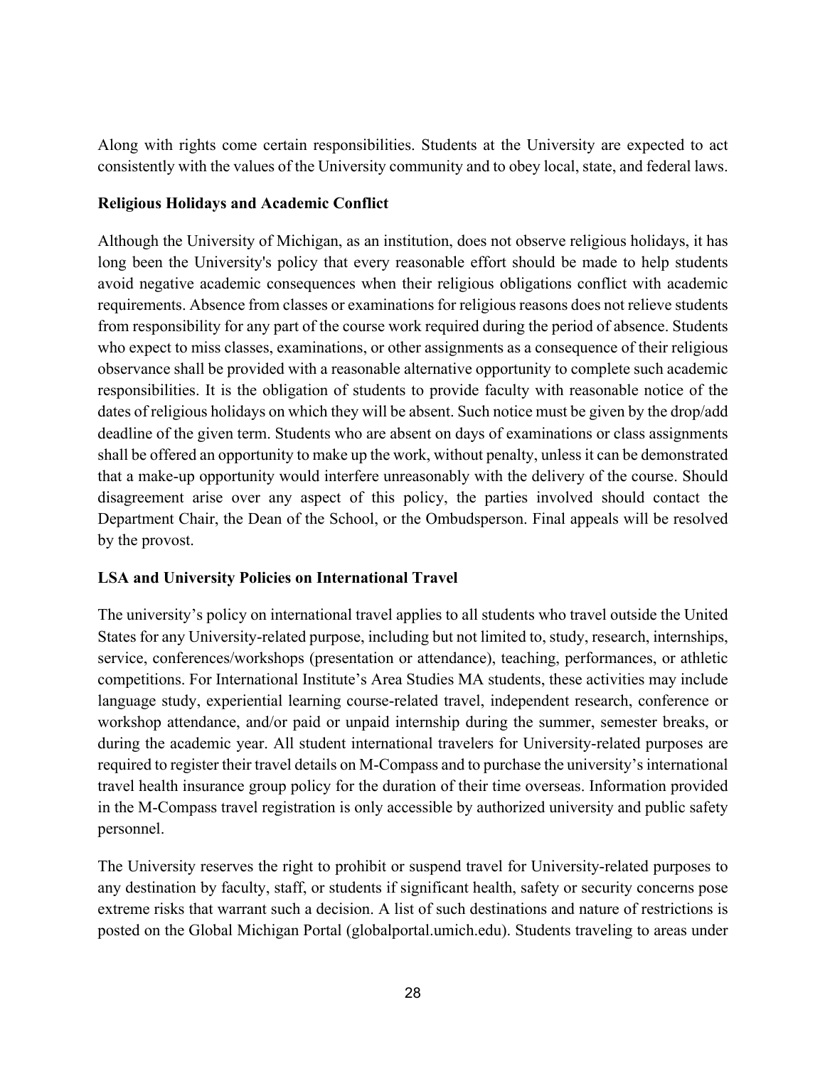Along with rights come certain responsibilities. Students at the University are expected to act consistently with the values of the University community and to obey local, state, and federal laws.

**Religious Holidays and Academic Conflict**

Although the University of Michigan, as an institution, does not observe religious holidays, it has long been the University's policy that every reasonable effort should be made to help students avoid negative academic consequences when their religious obligations conflict with academic requirements. Absence from classes or examinations for religious reasons does not relieve students from responsibility for any part of the course work required during the period of absence. Students who expect to miss classes, examinations, or other assignments as a consequence of their religious observance shall be provided with a reasonable alternative opportunity to complete such academic responsibilities. It is the obligation of students to provide faculty with reasonable notice of the dates of religious holidays on which they will be absent. Such notice must be given by the drop/add deadline of the given term. Students who are absent on days of examinations or class assignments shall be offered an opportunity to make up the work, without penalty, unless it can be demonstrated that a make-up opportunity would interfere unreasonably with the delivery of the course. Should disagreement arise over any aspect of this policy, the parties involved should contact the Department Chair, the Dean of the School, or the Ombudsperson. Final appeals will be resolved by the provost.

**LSA and University Policies on International Travel**

The university's policy on international travel applies to all students who travel outside the United States for any University-related purpose, including but not limited to, study, research, internships, service, conferences/workshops (presentation or attendance), teaching, performances, or athletic competitions. For International Institute's Area Studies MA students, these activities may include language study, experiential learning course-related travel, independent research, conference or workshop attendance, and/or paid or unpaid internship during the summer, semester breaks, or during the academic year. All student international travelers for University-related purposes are required to register their travel details on M-Compass and to purchase the university's international travel health insurance group policy for the duration of their time overseas. Information provided in the M-Compass travel registration is only accessible by authorized university and public safety personnel.

The University reserves the right to prohibit or suspend travel for University-related purposes to any destination by faculty, staff, or students if significant health, safety or security concerns pose extreme risks that warrant such a decision. A list of such destinations and nature of restrictions is posted on the Global Michigan Portal (globalportal.umich.edu). Students traveling to areas under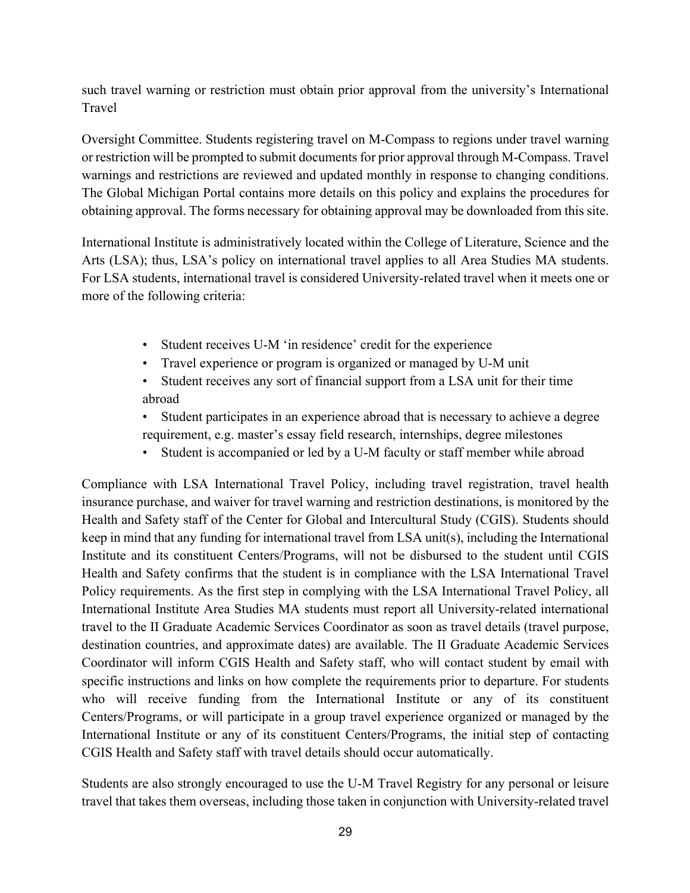such travel warning or restriction must obtain prior approval from the university's International Travel

Oversight Committee. Students registering travel on M-Compass to regions under travel warning or restriction will be prompted to submit documents for prior approval through M-Compass. Travel warnings and restrictions are reviewed and updated monthly in response to changing conditions. The Global Michigan Portal contains more details on this policy and explains the procedures for obtaining approval. The forms necessary for obtaining approval may be downloaded from this site.

International Institute is administratively located within the College of Literature, Science and the Arts (LSA); thus, LSA's policy on international travel applies to all Area Studies MA students. For LSA students, international travel is considered University-related travel when it meets one or more of the following criteria:

- Student receives U-M 'in residence' credit for the experience
- Travel experience or program is organized or managed by U-M unit
- Student receives any sort of financial support from a LSA unit for their time abroad
- Student participates in an experience abroad that is necessary to achieve a degree requirement, e.g. master's essay field research, internships, degree milestones
- Student is accompanied or led by a U-M faculty or staff member while abroad

Compliance with LSA International Travel Policy, including travel registration, travel health insurance purchase, and waiver for travel warning and restriction destinations, is monitored by the Health and Safety staff of the Center for Global and Intercultural Study (CGIS). Students should keep in mind that any funding for international travel from LSA unit(s), including the International Institute and its constituent Centers/Programs, will not be disbursed to the student until CGIS Health and Safety confirms that the student is in compliance with the LSA International Travel Policy requirements. As the first step in complying with the LSA International Travel Policy, all International Institute Area Studies MA students must report all University-related international travel to the II Graduate Academic Services Coordinator as soon as travel details (travel purpose, destination countries, and approximate dates) are available. The II Graduate Academic Services Coordinator will inform CGIS Health and Safety staff, who will contact student by email with specific instructions and links on how complete the requirements prior to departure. For students who will receive funding from the International Institute or any of its constituent Centers/Programs, or will participate in a group travel experience organized or managed by the International Institute or any of its constituent Centers/Programs, the initial step of contacting CGIS Health and Safety staff with travel details should occur automatically.

Students are also strongly encouraged to use the U-M Travel Registry for any personal or leisure travel that takes them overseas, including those taken in conjunction with University-related travel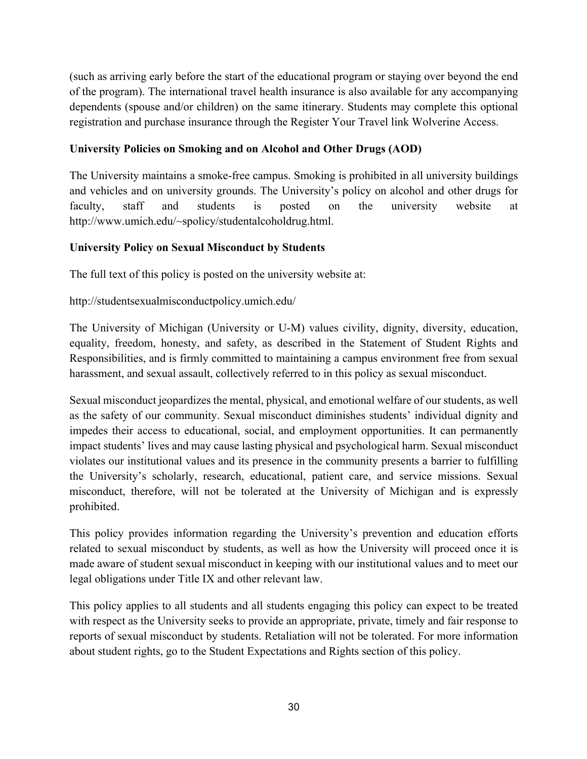(such as arriving early before the start of the educational program or staying over beyond the end of the program). The international travel health insurance is also available for any accompanying dependents (spouse and/or children) on the same itinerary. Students may complete this optional registration and purchase insurance through the Register Your Travel link Wolverine Access.

**University Policies on Smoking and on Alcohol and Other Drugs (AOD)**

The University maintains a smoke-free campus. Smoking is prohibited in all university buildings and vehicles and on university grounds. The University's policy on alcohol and other drugs for faculty, staff and students is posted on the university website at http://www.umich.edu/~spolicy/studentalcoholdrug.html.

**University Policy on Sexual Misconduct by Students**

The full text of this policy is posted on the university website at:

http://studentsexualmisconductpolicy.umich.edu/

The University of Michigan (University or U-M) values civility, dignity, diversity, education, equality, freedom, honesty, and safety, as described in the Statement of Student Rights and Responsibilities, and is firmly committed to maintaining a campus environment free from sexual harassment, and sexual assault, collectively referred to in this policy as sexual misconduct.

Sexual misconduct jeopardizes the mental, physical, and emotional welfare of our students, as well as the safety of our community. Sexual misconduct diminishes students' individual dignity and impedes their access to educational, social, and employment opportunities. It can permanently impact students' lives and may cause lasting physical and psychological harm. Sexual misconduct violates our institutional values and its presence in the community presents a barrier to fulfilling the University's scholarly, research, educational, patient care, and service missions. Sexual misconduct, therefore, will not be tolerated at the University of Michigan and is expressly prohibited.

This policy provides information regarding the University's prevention and education efforts related to sexual misconduct by students, as well as how the University will proceed once it is made aware of student sexual misconduct in keeping with our institutional values and to meet our legal obligations under Title IX and other relevant law.

This policy applies to all students and all students engaging this policy can expect to be treated with respect as the University seeks to provide an appropriate, private, timely and fair response to reports of sexual misconduct by students. Retaliation will not be tolerated. For more information about student rights, go to the Student Expectations and Rights section of this policy.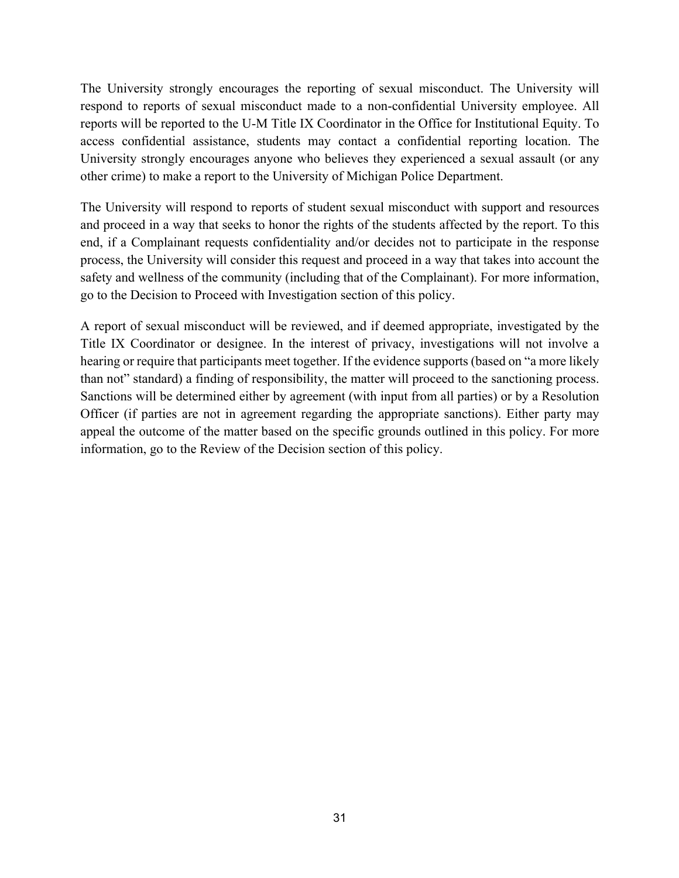The University strongly encourages the reporting of sexual misconduct. The University will respond to reports of sexual misconduct made to a non-confidential University employee. All reports will be reported to the U-M Title IX Coordinator in the Office for Institutional Equity. To access confidential assistance, students may contact a confidential reporting location. The University strongly encourages anyone who believes they experienced a sexual assault (or any other crime) to make a report to the University of Michigan Police Department.

The University will respond to reports of student sexual misconduct with support and resources and proceed in a way that seeks to honor the rights of the students affected by the report. To this end, if a Complainant requests confidentiality and/or decides not to participate in the response process, the University will consider this request and proceed in a way that takes into account the safety and wellness of the community (including that of the Complainant). For more information, go to the Decision to Proceed with Investigation section of this policy.

A report of sexual misconduct will be reviewed, and if deemed appropriate, investigated by the Title IX Coordinator or designee. In the interest of privacy, investigations will not involve a hearing or require that participants meet together. If the evidence supports (based on "a more likely than not" standard) a finding of responsibility, the matter will proceed to the sanctioning process. Sanctions will be determined either by agreement (with input from all parties) or by a Resolution Officer (if parties are not in agreement regarding the appropriate sanctions). Either party may appeal the outcome of the matter based on the specific grounds outlined in this policy. For more information, go to the Review of the Decision section of this policy.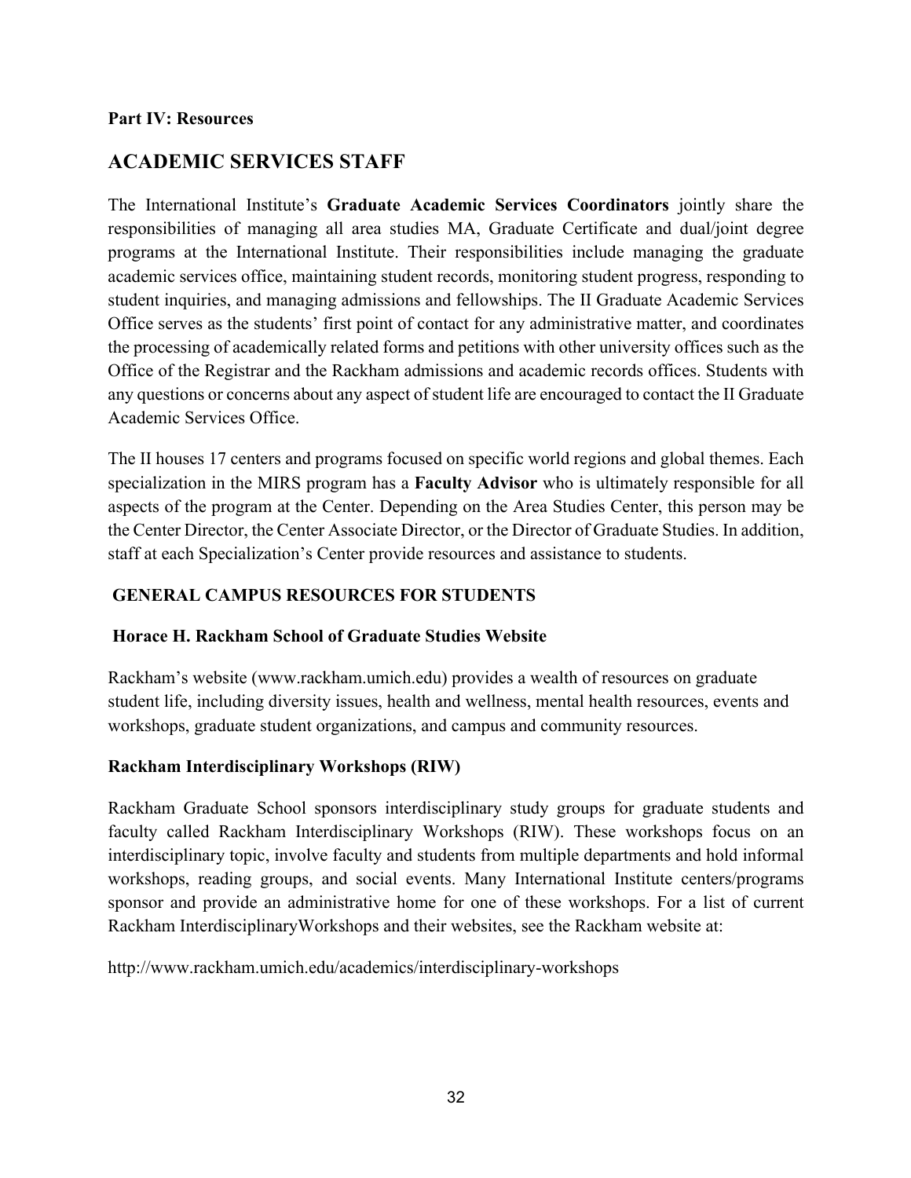**Part IV: Resources**

## ACADEMIC SERVICES STAFF

The International Institute's **Graduate Academic Services Coordinators** jointly share the responsibilities of managing all area studies MA, Graduate Certificate and dual/joint degree programs at the International Institute. Their responsibilities include managing the graduate academic services office, maintaining student records, monitoring student progress, responding to student inquiries, and managing admissions and fellowships. The II Graduate Academic Services Office serves as the students' first point of contact for any administrative matter, and coordinates the processing of academically related forms and petitions with other university offices such as the Office of the Registrar and the Rackham admissions and academic records offices. Students with any questions or concerns about any aspect of student life are encouraged to contact the II Graduate Academic Services Office.

The II houses 17 centers and programs focused on specific world regions and global themes. Each specialization in the MIRS program has a **Faculty Advisor** who is ultimately responsible for all aspects of the program at the Center. Depending on the Area Studies Center, this person may be the Center Director, the Center Associate Director, or the Director of Graduate Studies. In addition, staff at each Specialization's Center provide resources and assistance to students.

### GENERAL CAMPUS RESOURCES FOR STUDENTS

#### Horace H. Rackham School of Graduate Studies Website

Rackham's website (www.rackham.umich.edu) provides a wealth of resources on graduate student life, including diversity issues, health and wellness, mental health resources, events and workshops, graduate student organizations, and campus and community resources.

#### Rackham Interdisciplinary Workshops (RIW)

Rackham Graduate School sponsors interdisciplinary study groups for graduate students and faculty called Rackham Interdisciplinary Workshops (RIW). These workshops focus on an interdisciplinary topic, involve faculty and students from multiple departments and hold informal workshops, reading groups, and social events. Many International Institute centers/programs sponsor and provide an administrative home for one of these workshops. For a list of current Rackham InterdisciplinaryWorkshops and their websites, see the Rackham website at:

http://www.rackham.umich.edu/academics/interdisciplinary-workshops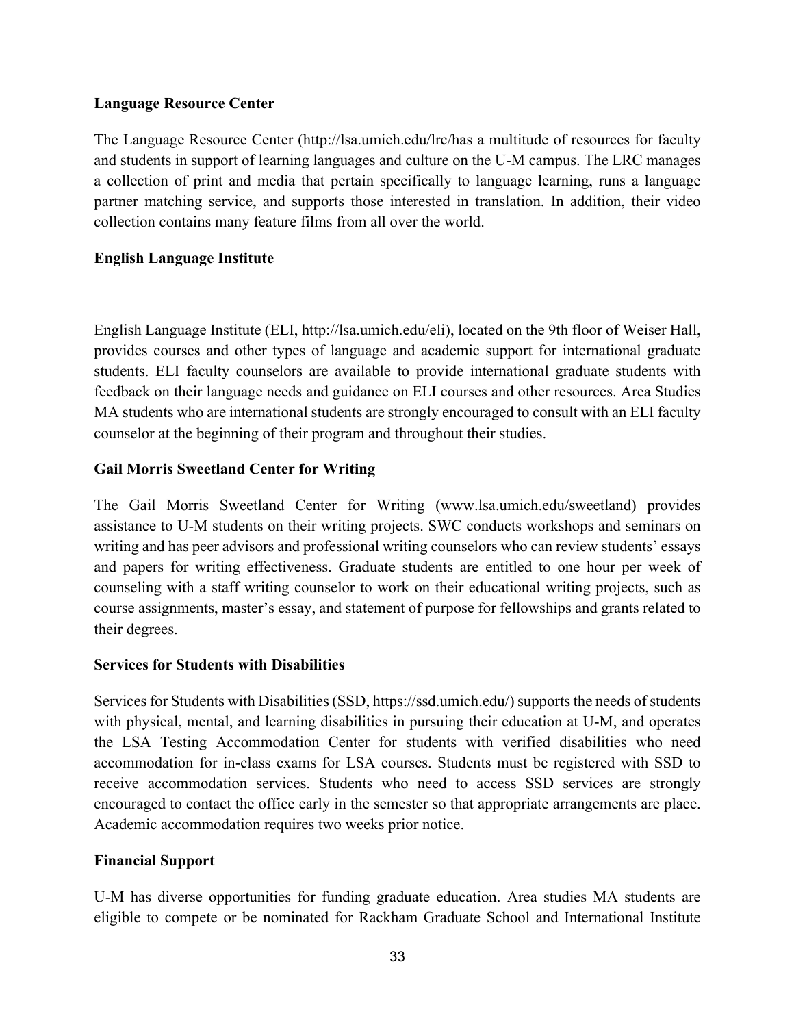**Language Resource Center**

The Language Resource Center (http://lsa.umich.edu/lrc/has a multitude of resources for faculty and students in support of learning languages and culture on the U-M campus. The LRC manages a collection of print and media that pertain specifically to language learning, runs a language partner matching service, and supports those interested in translation. In addition, their video collection contains many feature films from all over the world.

**English Language Institute**

English Language Institute (ELI, http://lsa.umich.edu/eli), located on the 9th floor of Weiser Hall, provides courses and other types of language and academic support for international graduate students. ELI faculty counselors are available to provide international graduate students with feedback on their language needs and guidance on ELI courses and other resources. Area Studies MA students who are international students are strongly encouraged to consult with an ELI faculty counselor at the beginning of their program and throughout their studies.

**Gail Morris Sweetland Center for Writing**

The Gail Morris Sweetland Center for Writing (www.lsa.umich.edu/sweetland) provides assistance to U-M students on their writing projects. SWC conducts workshops and seminars on writing and has peer advisors and professional writing counselors who can review students' essays and papers for writing effectiveness. Graduate students are entitled to one hour per week of counseling with a staff writing counselor to work on their educational writing projects, such as course assignments, master's essay, and statement of purpose for fellowships and grants related to their degrees.

**Services for Students with Disabilities**

Services for Students with Disabilities (SSD, https://ssd.umich.edu/) supports the needs of students with physical, mental, and learning disabilities in pursuing their education at U-M, and operates the LSA Testing Accommodation Center for students with verified disabilities who need accommodation for in-class exams for LSA courses. Students must be registered with SSD to receive accommodation services. Students who need to access SSD services are strongly encouraged to contact the office early in the semester so that appropriate arrangements are place. Academic accommodation requires two weeks prior notice.

**Financial Support**

U-M has diverse opportunities for funding graduate education. Area studies MA students are eligible to compete or be nominated for Rackham Graduate School and International Institute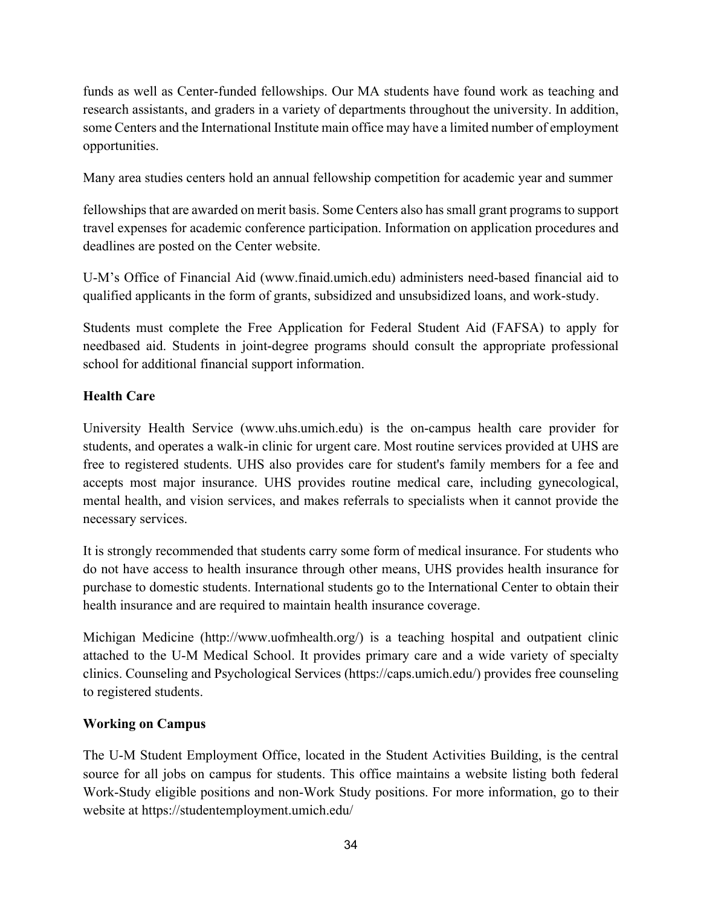funds as well as Center-funded fellowships. Our MA students have found work as teaching and research assistants, and graders in a variety of departments throughout the university. In addition, some Centers and the International Institute main office may have a limited number of employment opportunities.

Many area studies centers hold an annual fellowship competition for academic year and summer

fellowships that are awarded on merit basis. Some Centers also has small grant programs to support travel expenses for academic conference participation. Information on application procedures and deadlines are posted on the Center website.

U-M's Office of Financial Aid (www.finaid.umich.edu) administers need-based financial aid to qualified applicants in the form of grants, subsidized and unsubsidized loans, and work-study.

Students must complete the Free Application for Federal Student Aid (FAFSA) to apply for needbased aid. Students in joint-degree programs should consult the appropriate professional school for additional financial support information.

**Health Care**

University Health Service (www.uhs.umich.edu) is the on-campus health care provider for students, and operates a walk-in clinic for urgent care. Most routine services provided at UHS are free to registered students. UHS also provides care for student's family members for a fee and accepts most major insurance. UHS provides routine medical care, including gynecological, mental health, and vision services, and makes referrals to specialists when it cannot provide the necessary services.

It is strongly recommended that students carry some form of medical insurance. For students who do not have access to health insurance through other means, UHS provides health insurance for purchase to domestic students. International students go to the International Center to obtain their health insurance and are required to maintain health insurance coverage.

Michigan Medicine (http://www.uofmhealth.org/) is a teaching hospital and outpatient clinic attached to the U-M Medical School. It provides primary care and a wide variety of specialty clinics. Counseling and Psychological Services (https://caps.umich.edu/) provides free counseling to registered students.

**Working on Campus**

The U-M Student Employment Office, located in the Student Activities Building, is the central source for all jobs on campus for students. This office maintains a website listing both federal Work-Study eligible positions and non-Work Study positions. For more information, go to their website at https://studentemployment.umich.edu/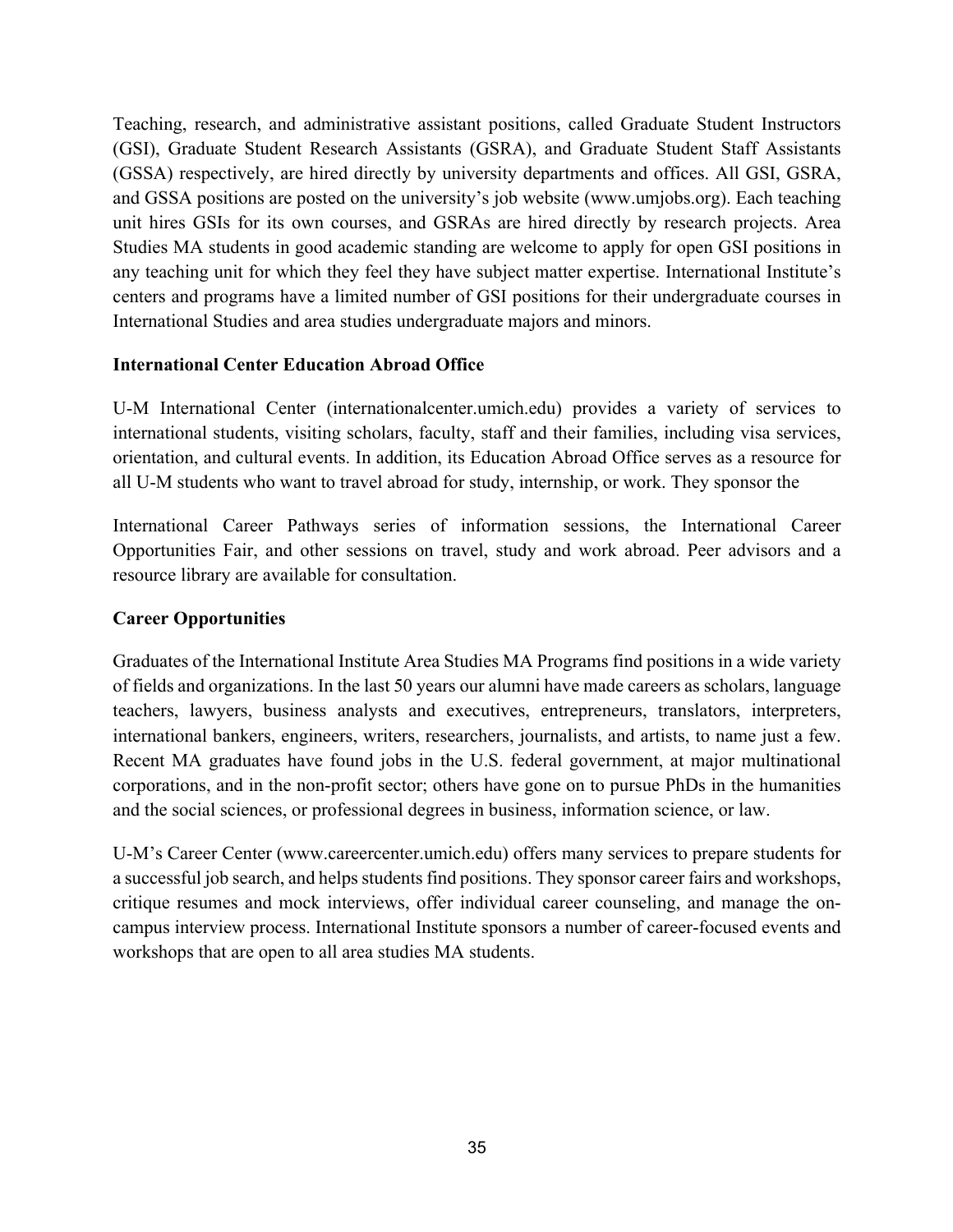Teaching, research, and administrative assistant positions, called Graduate Student Instructors (GSI), Graduate Student Research Assistants (GSRA), and Graduate Student Staff Assistants (GSSA) respectively, are hired directly by university departments and offices. All GSI, GSRA, and GSSA positions are posted on the university's job website (www.umjobs.org). Each teaching unit hires GSIs for its own courses, and GSRAs are hired directly by research projects. Area Studies MA students in good academic standing are welcome to apply for open GSI positions in any teaching unit for which they feel they have subject matter expertise. International Institute's centers and programs have a limited number of GSI positions for their undergraduate courses in International Studies and area studies undergraduate majors and minors.

**International Center Education Abroad Office**

U-M International Center (internationalcenter.umich.edu) provides a variety of services to international students, visiting scholars, faculty, staff and their families, including visa services, orientation, and cultural events. In addition, its Education Abroad Office serves as a resource for all U-M students who want to travel abroad for study, internship, or work. They sponsor the

International Career Pathways series of information sessions, the International Career Opportunities Fair, and other sessions on travel, study and work abroad. Peer advisors and a resource library are available for consultation.

**Career Opportunities**

Graduates of the International Institute Area Studies MA Programs find positions in a wide variety of fields and organizations. In the last 50 years our alumni have made careers as scholars, language teachers, lawyers, business analysts and executives, entrepreneurs, translators, interpreters, international bankers, engineers, writers, researchers, journalists, and artists, to name just a few. Recent MA graduates have found jobs in the U.S. federal government, at major multinational corporations, and in the non-profit sector; others have gone on to pursue PhDs in the humanities and the social sciences, or professional degrees in business, information science, or law.

U-M's Career Center (www.careercenter.umich.edu) offers many services to prepare students for a successful job search, and helps students find positions. They sponsor career fairs and workshops, critique resumes and mock interviews, offer individual career counseling, and manage the on-campus interview process. International Institute sponsors a number of career-focused events and workshops that are open to all area studies MA students.